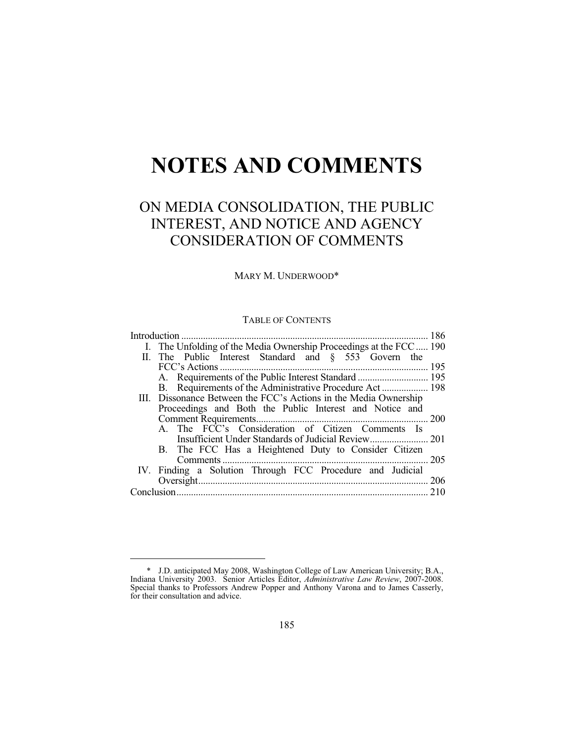# NOTES AND COMMENTS

## ON MEDIA CONSOLIDATION, THE PUBLIC INTEREST, AND NOTICE AND AGENCY CONSIDERATION OF COMMENTS

MARY M. UNDERWOOD*

TABLE OF CONTENTS

Introduction ..... 186

- I. The Unfolding of the Media Ownership Proceedings at the FCC ..... 190
- II. The Public Interest Standard and § 553 Govern the FCC's Actions ..... 195
  - A. Requirements of the Public Interest Standard ..... 195
  - B. Requirements of the Administrative Procedure Act ..... 198
- III. Dissonance Between the FCC's Actions in the Media Ownership Proceedings and Both the Public Interest and Notice and Comment Requirements ..... 200
  - A. The FCC's Consideration of Citizen Comments Is Insufficient Under Standards of Judicial Review ..... 201
  - B. The FCC Has a Heightened Duty to Consider Citizen Comments ..... 205
- IV. Finding a Solution Through FCC Procedure and Judicial Oversight ..... 206

Conclusion ..... 210

---

\* J.D. anticipated May 2008, Washington College of Law American University; B.A., Indiana University 2003. Senior Articles Editor, *Administrative Law Review*, 2007-2008. Special thanks to Professors Andrew Popper and Anthony Varona and to James Casserly, for their consultation and advice.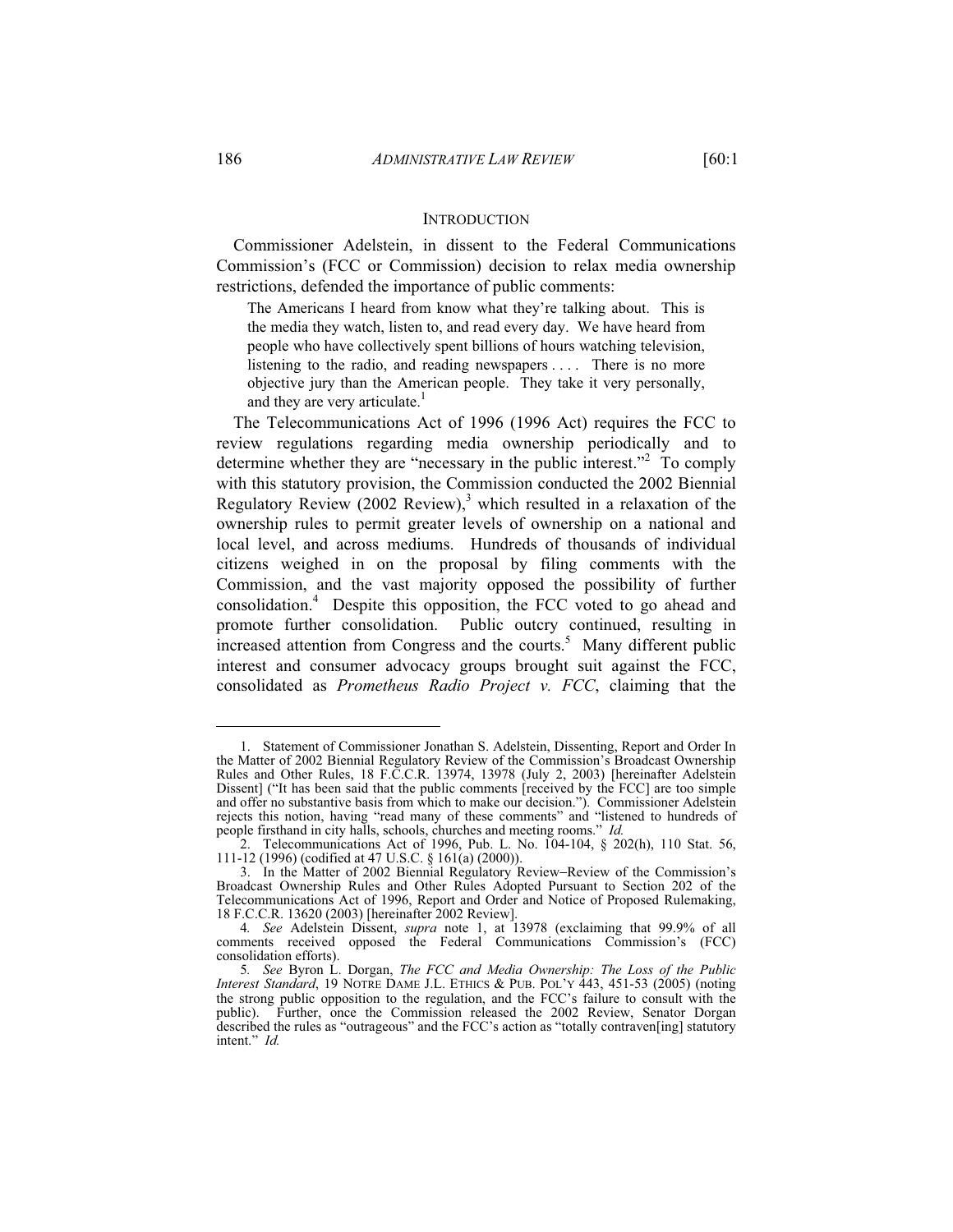## INTRODUCTION

Commissioner Adelstein, in dissent to the Federal Communications Commission's (FCC or Commission) decision to relax media ownership restrictions, defended the importance of public comments:

> The Americans I heard from know what they're talking about. This is the media they watch, listen to, and read every day. We have heard from people who have collectively spent billions of hours watching television, listening to the radio, and reading newspapers . . . . There is no more objective jury than the American people. They take it very personally, and they are very articulate.[1]

The Telecommunications Act of 1996 (1996 Act) requires the FCC to review regulations regarding media ownership periodically and to determine whether they are "necessary in the public interest."[2] To comply with this statutory provision, the Commission conducted the 2002 Biennial Regulatory Review (2002 Review),[3] which resulted in a relaxation of the ownership rules to permit greater levels of ownership on a national and local level, and across mediums. Hundreds of thousands of individual citizens weighed in on the proposal by filing comments with the Commission, and the vast majority opposed the possibility of further consolidation.[4] Despite this opposition, the FCC voted to go ahead and promote further consolidation. Public outcry continued, resulting in increased attention from Congress and the courts.[5] Many different public interest and consumer advocacy groups brought suit against the FCC, consolidated as *Prometheus Radio Project v. FCC*, claiming that the

---

1. Statement of Commissioner Jonathan S. Adelstein, Dissenting, Report and Order In the Matter of 2002 Biennial Regulatory Review of the Commission's Broadcast Ownership Rules and Other Rules, 18 F.C.C.R. 13974, 13978 (July 2, 2003) [hereinafter Adelstein Dissent] ("It has been said that the public comments [received by the FCC] are too simple and offer no substantive basis from which to make our decision."). Commissioner Adelstein rejects this notion, having "read many of these comments" and "listened to hundreds of people firsthand in city halls, schools, churches and meeting rooms." *Id.*

2. Telecommunications Act of 1996, Pub. L. No. 104-104, § 202(h), 110 Stat. 56, 111-12 (1996) (codified at 47 U.S.C. § 161(a) (2000)).

3. In the Matter of 2002 Biennial Regulatory Review–Review of the Commission's Broadcast Ownership Rules and Other Rules Adopted Pursuant to Section 202 of the Telecommunications Act of 1996, Report and Order and Notice of Proposed Rulemaking, 18 F.C.C.R. 13620 (2003) [hereinafter 2002 Review].

4. *See* Adelstein Dissent, *supra* note 1, at 13978 (exclaiming that 99.9% of all comments received opposed the Federal Communications Commission's (FCC) consolidation efforts).

5. *See* Byron L. Dorgan, *The FCC and Media Ownership: The Loss of the Public Interest Standard*, 19 NOTRE DAME J.L. ETHICS & PUB. POL'Y 443, 451-53 (2005) (noting the strong public opposition to the regulation, and the FCC's failure to consult with the public). Further, once the Commission released the 2002 Review, Senator Dorgan described the rules as "outrageous" and the FCC's action as "totally contraven[ing] statutory intent." *Id.*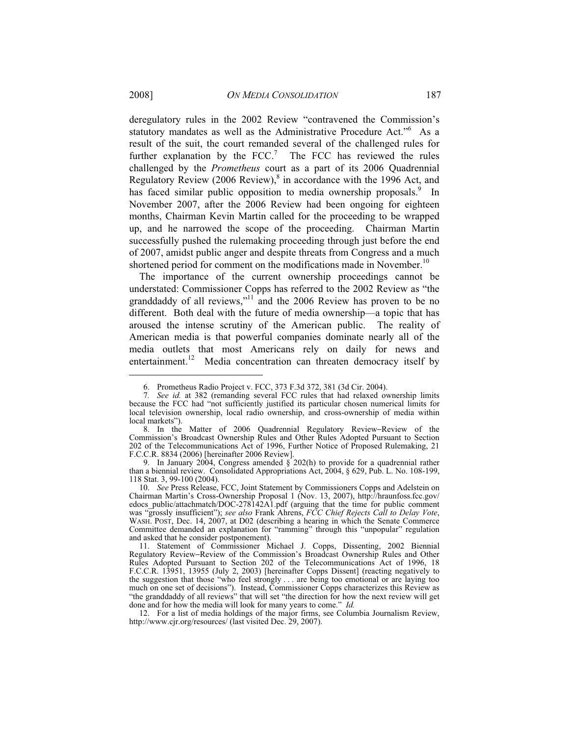deregulatory rules in the 2002 Review "contravened the Commission's statutory mandates as well as the Administrative Procedure Act."[6] As a result of the suit, the court remanded several of the challenged rules for further explanation by the FCC.[7] The FCC has reviewed the rules challenged by the *Prometheus* court as a part of its 2006 Quadrennial Regulatory Review (2006 Review),[8] in accordance with the 1996 Act, and has faced similar public opposition to media ownership proposals.[9] In November 2007, after the 2006 Review had been ongoing for eighteen months, Chairman Kevin Martin called for the proceeding to be wrapped up, and he narrowed the scope of the proceeding. Chairman Martin successfully pushed the rulemaking proceeding through just before the end of 2007, amidst public anger and despite threats from Congress and a much shortened period for comment on the modifications made in November.[10]

The importance of the current ownership proceedings cannot be understated: Commissioner Copps has referred to the 2002 Review as "the granddaddy of all reviews,"[11] and the 2006 Review has proven to be no different. Both deal with the future of media ownership—a topic that has aroused the intense scrutiny of the American public. The reality of American media is that powerful companies dominate nearly all of the media outlets that most Americans rely on daily for news and entertainment.[12] Media concentration can threaten democracy itself by

---

6. Prometheus Radio Project v. FCC, 373 F.3d 372, 381 (3d Cir. 2004).

7. *See id.* at 382 (remanding several FCC rules that had relaxed ownership limits because the FCC had "not sufficiently justified its particular chosen numerical limits for local television ownership, local radio ownership, and cross-ownership of media within local markets").

8. In the Matter of 2006 Quadrennial Regulatory Review–Review of the Commission's Broadcast Ownership Rules and Other Rules Adopted Pursuant to Section 202 of the Telecommunications Act of 1996, Further Notice of Proposed Rulemaking, 21 F.C.C.R. 8834 (2006) [hereinafter 2006 Review].

9. In January 2004, Congress amended § 202(h) to provide for a quadrennial rather than a biennial review. Consolidated Appropriations Act, 2004, § 629, Pub. L. No. 108-199, 118 Stat. 3, 99-100 (2004).

10. *See* Press Release, FCC, Joint Statement by Commissioners Copps and Adelstein on Chairman Martin's Cross-Ownership Proposal 1 (Nov. 13, 2007), http://hraunfoss.fcc.gov/edocs_public/attachmatch/DOC-278142A1.pdf (arguing that the time for public comment was "grossly insufficient"); *see also* Frank Ahrens, *FCC Chief Rejects Call to Delay Vote*, WASH. POST, Dec. 14, 2007, at D02 (describing a hearing in which the Senate Commerce Committee demanded an explanation for "ramming" through this "unpopular" regulation and asked that he consider postponement).

11. Statement of Commissioner Michael J. Copps, Dissenting, 2002 Biennial Regulatory Review–Review of the Commission's Broadcast Ownership Rules and Other Rules Adopted Pursuant to Section 202 of the Telecommunications Act of 1996, 18 F.C.C.R. 13951, 13955 (July 2, 2003) [hereinafter Copps Dissent] (reacting negatively to the suggestion that those "who feel strongly . . . are being too emotional or are laying too much on one set of decisions"). Instead, Commissioner Copps characterizes this Review as "the granddaddy of all reviews" that will set "the direction for how the next review will get done and for how the media will look for many years to come." *Id.*

12. For a list of media holdings of the major firms, see Columbia Journalism Review, http://www.cjr.org/resources/ (last visited Dec. 29, 2007).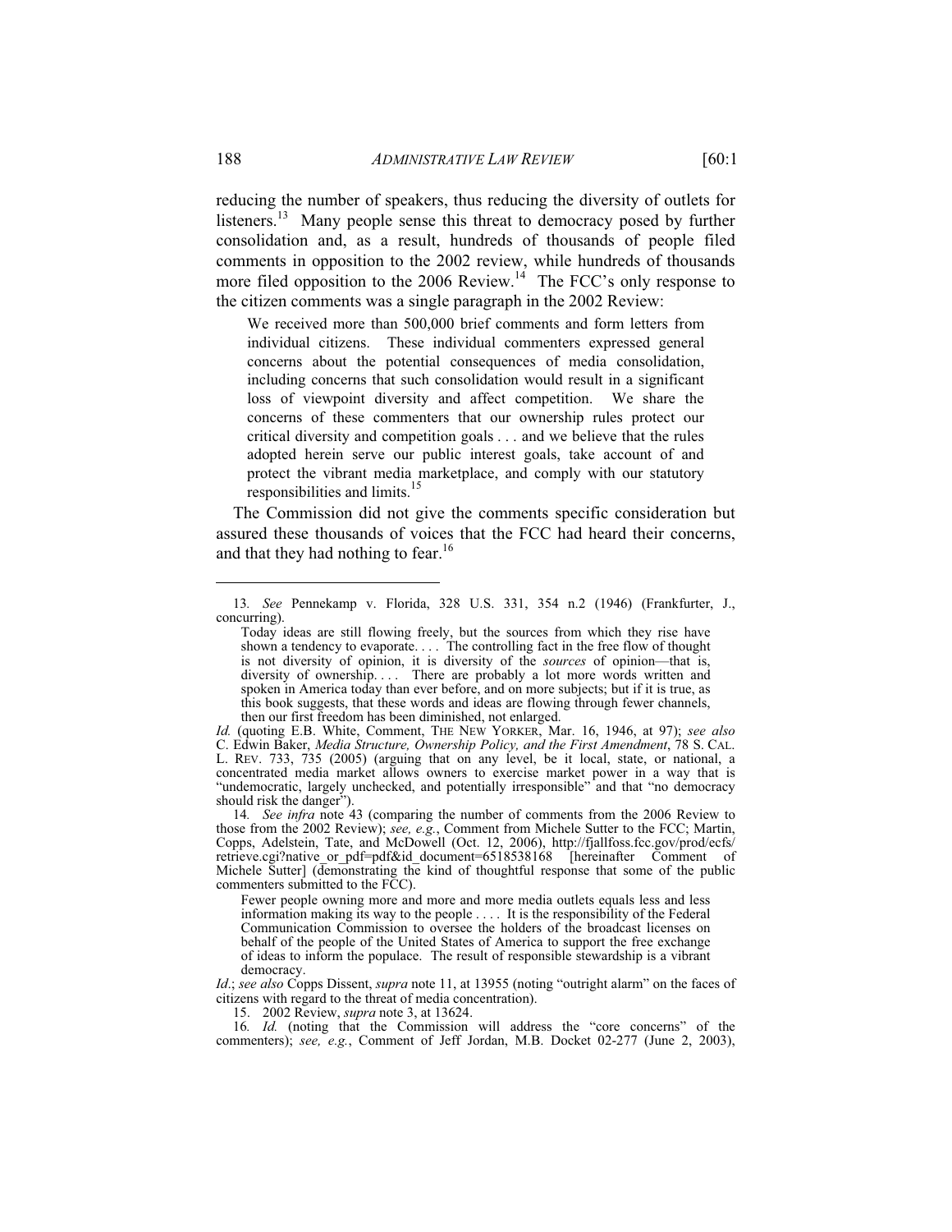reducing the number of speakers, thus reducing the diversity of outlets for listeners.[13] Many people sense this threat to democracy posed by further consolidation and, as a result, hundreds of thousands of people filed comments in opposition to the 2002 review, while hundreds of thousands more filed opposition to the 2006 Review.[14] The FCC's only response to the citizen comments was a single paragraph in the 2002 Review:

> We received more than 500,000 brief comments and form letters from individual citizens. These individual commenters expressed general concerns about the potential consequences of media consolidation, including concerns that such consolidation would result in a significant loss of viewpoint diversity and affect competition. We share the concerns of these commenters that our ownership rules protect our critical diversity and competition goals . . . and we believe that the rules adopted herein serve our public interest goals, take account of and protect the vibrant media marketplace, and comply with our statutory responsibilities and limits.[15]

The Commission did not give the comments specific consideration but assured these thousands of voices that the FCC had heard their concerns, and that they had nothing to fear.[16]

---

13. *See* Pennekamp v. Florida, 328 U.S. 331, 354 n.2 (1946) (Frankfurter, J., concurring).

> Today ideas are still flowing freely, but the sources from which they rise have shown a tendency to evaporate. . . . The controlling fact in the free flow of thought is not diversity of opinion, it is diversity of the *sources* of opinion—that is, diversity of ownership. . . . There are probably a lot more words written and spoken in America today than ever before, and on more subjects; but if it is true, as this book suggests, that these words and ideas are flowing through fewer channels, then our first freedom has been diminished, not enlarged.

*Id.* (quoting E.B. White, Comment, THE NEW YORKER, Mar. 16, 1946, at 97); *see also* C. Edwin Baker, *Media Structure, Ownership Policy, and the First Amendment*, 78 S. CAL. L. REV. 733, 735 (2005) (arguing that on any level, be it local, state, or national, a concentrated media market allows owners to exercise market power in a way that is "undemocratic, largely unchecked, and potentially irresponsible" and that "no democracy should risk the danger").

14. *See infra* note 43 (comparing the number of comments from the 2006 Review to those from the 2002 Review); *see, e.g.*, Comment from Michele Sutter to the FCC; Martin, Copps, Adelstein, Tate, and McDowell (Oct. 12, 2006), http://fjallfoss.fcc.gov/prod/ecfs/retrieve.cgi?native_or_pdf=pdf&id_document=6518538168 [hereinafter Comment of Michele Sutter] (demonstrating the kind of thoughtful response that some of the public commenters submitted to the FCC).

> Fewer people owning more and more media outlets equals less and less information making its way to the people . . . . It is the responsibility of the Federal Communication Commission to oversee the holders of the broadcast licenses on behalf of the people of the United States of America to support the free exchange of ideas to inform the populace. The result of responsible stewardship is a vibrant democracy.

*Id*.; *see also* Copps Dissent, *supra* note 11, at 13955 (noting "outright alarm" on the faces of citizens with regard to the threat of media concentration).

15. 2002 Review, *supra* note 3, at 13624.

16. *Id.* (noting that the Commission will address the "core concerns" of the commenters); *see, e.g.*, Comment of Jeff Jordan, M.B. Docket 02-277 (June 2, 2003),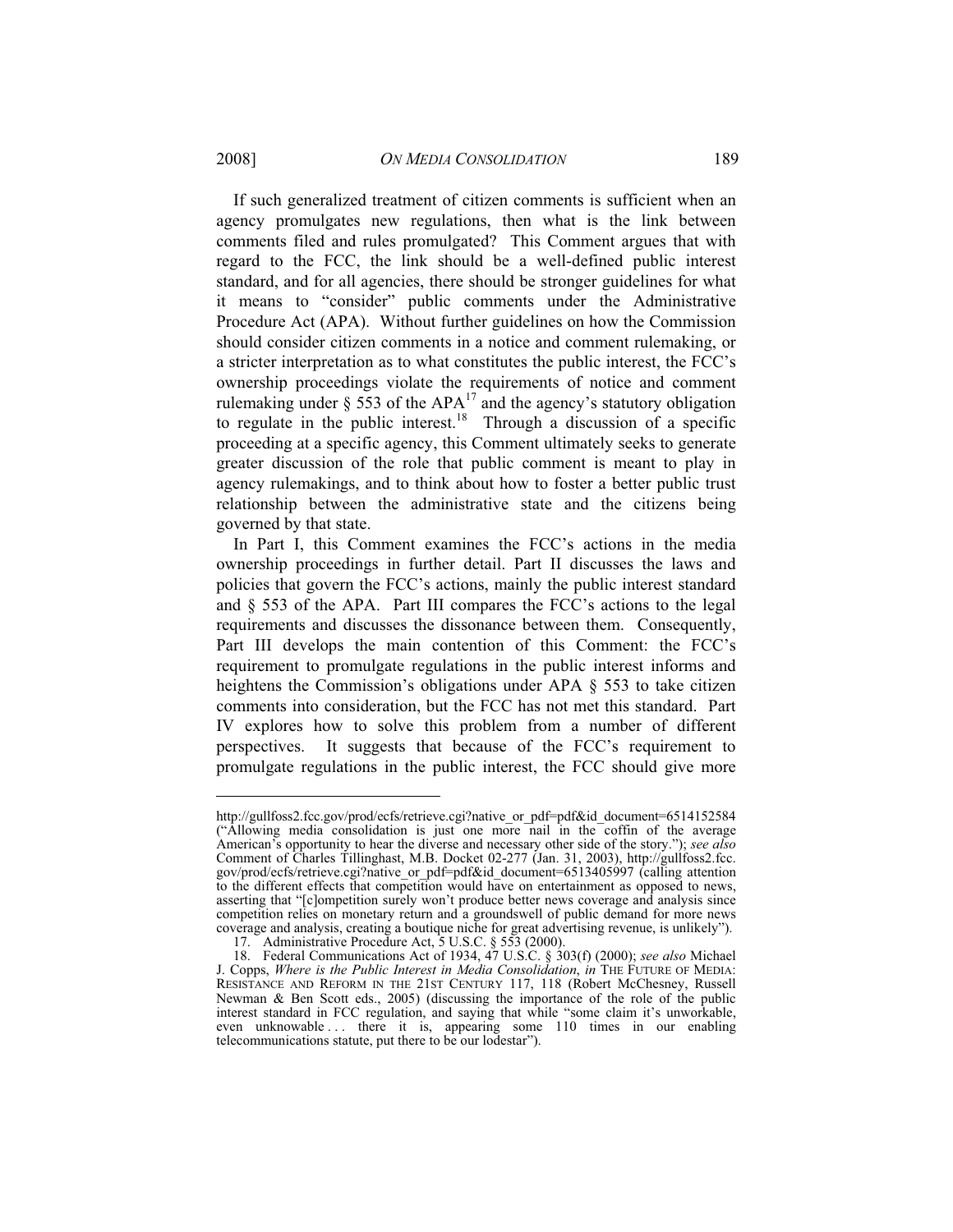If such generalized treatment of citizen comments is sufficient when an agency promulgates new regulations, then what is the link between comments filed and rules promulgated? This Comment argues that with regard to the FCC, the link should be a well-defined public interest standard, and for all agencies, there should be stronger guidelines for what it means to "consider" public comments under the Administrative Procedure Act (APA). Without further guidelines on how the Commission should consider citizen comments in a notice and comment rulemaking, or a stricter interpretation as to what constitutes the public interest, the FCC's ownership proceedings violate the requirements of notice and comment rulemaking under § 553 of the APA[17] and the agency's statutory obligation to regulate in the public interest.[18] Through a discussion of a specific proceeding at a specific agency, this Comment ultimately seeks to generate greater discussion of the role that public comment is meant to play in agency rulemakings, and to think about how to foster a better public trust relationship between the administrative state and the citizens being governed by that state.

In Part I, this Comment examines the FCC's actions in the media ownership proceedings in further detail. Part II discusses the laws and policies that govern the FCC's actions, mainly the public interest standard and § 553 of the APA. Part III compares the FCC's actions to the legal requirements and discusses the dissonance between them. Consequently, Part III develops the main contention of this Comment: the FCC's requirement to promulgate regulations in the public interest informs and heightens the Commission's obligations under APA § 553 to take citizen comments into consideration, but the FCC has not met this standard. Part IV explores how to solve this problem from a number of different perspectives. It suggests that because of the FCC's requirement to promulgate regulations in the public interest, the FCC should give more

---

http://gullfoss2.fcc.gov/prod/ecfs/retrieve.cgi?native_or_pdf=pdf&id_document=6514152584 ("Allowing media consolidation is just one more nail in the coffin of the average American's opportunity to hear the diverse and necessary other side of the story."); *see also* Comment of Charles Tillinghast, M.B. Docket 02-277 (Jan. 31, 2003), http://gullfoss2.fcc.gov/prod/ecfs/retrieve.cgi?native_or_pdf=pdf&id_document=6513405997 (calling attention to the different effects that competition would have on entertainment as opposed to news, asserting that "[c]ompetition surely won't produce better news coverage and analysis since competition relies on monetary return and a groundswell of public demand for more news coverage and analysis, creating a boutique niche for great advertising revenue, is unlikely").

17. Administrative Procedure Act, 5 U.S.C. § 553 (2000).

18. Federal Communications Act of 1934, 47 U.S.C. § 303(f) (2000); *see also* Michael J. Copps, *Where is the Public Interest in Media Consolidation*, *in* THE FUTURE OF MEDIA: RESISTANCE AND REFORM IN THE 21ST CENTURY 117, 118 (Robert McChesney, Russell Newman & Ben Scott eds., 2005) (discussing the importance of the role of the public interest standard in FCC regulation, and saying that while "some claim it's unworkable, even unknowable . . . there it is, appearing some 110 times in our enabling telecommunications statute, put there to be our lodestar").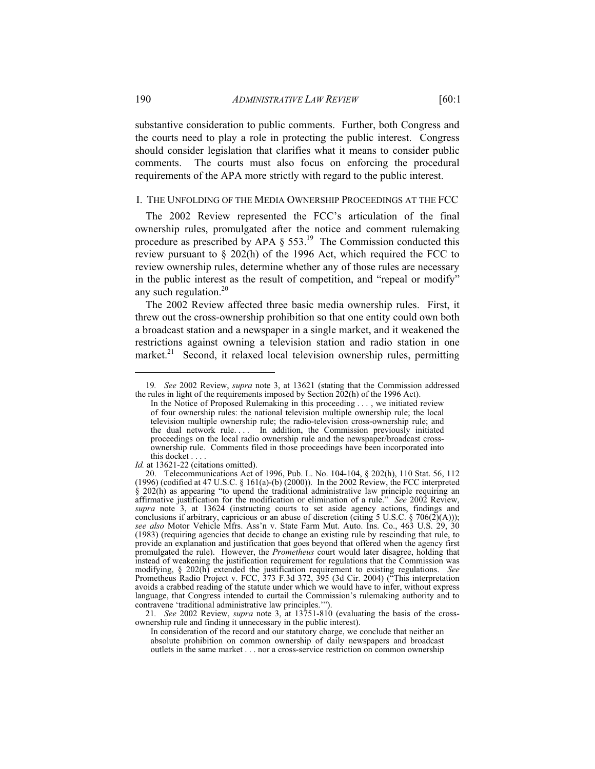substantive consideration to public comments. Further, both Congress and the courts need to play a role in protecting the public interest. Congress should consider legislation that clarifies what it means to consider public comments. The courts must also focus on enforcing the procedural requirements of the APA more strictly with regard to the public interest.

## I. The Unfolding of the Media Ownership Proceedings at the FCC

The 2002 Review represented the FCC's articulation of the final ownership rules, promulgated after the notice and comment rulemaking procedure as prescribed by APA § 553.[19] The Commission conducted this review pursuant to § 202(h) of the 1996 Act, which required the FCC to review ownership rules, determine whether any of those rules are necessary in the public interest as the result of competition, and "repeal or modify" any such regulation.[20]

The 2002 Review affected three basic media ownership rules. First, it threw out the cross-ownership prohibition so that one entity could own both a broadcast station and a newspaper in a single market, and it weakened the restrictions against owning a television station and radio station in one market.[21] Second, it relaxed local television ownership rules, permitting

---

19. *See* 2002 Review, *supra* note 3, at 13621 (stating that the Commission addressed the rules in light of the requirements imposed by Section 202(h) of the 1996 Act).

> In the Notice of Proposed Rulemaking in this proceeding . . . , we initiated review of four ownership rules: the national television multiple ownership rule; the local television multiple ownership rule; the radio-television cross-ownership rule; and the dual network rule. . . . In addition, the Commission previously initiated proceedings on the local radio ownership rule and the newspaper/broadcast cross-ownership rule. Comments filed in those proceedings have been incorporated into this docket . . . .

*Id.* at 13621-22 (citations omitted).

20. Telecommunications Act of 1996, Pub. L. No. 104-104, § 202(h), 110 Stat. 56, 112 (1996) (codified at 47 U.S.C. § 161(a)-(b) (2000)). In the 2002 Review, the FCC interpreted § 202(h) as appearing "to upend the traditional administrative law principle requiring an affirmative justification for the modification or elimination of a rule." *See* 2002 Review, *supra* note 3, at 13624 (instructing courts to set aside agency actions, findings and conclusions if arbitrary, capricious or an abuse of discretion (citing 5 U.S.C. § 706(2)(A))); *see also* Motor Vehicle Mfrs. Ass'n v. State Farm Mut. Auto. Ins. Co., 463 U.S. 29, 30 (1983) (requiring agencies that decide to change an existing rule by rescinding that rule, to provide an explanation and justification that goes beyond that offered when the agency first promulgated the rule). However, the *Prometheus* court would later disagree, holding that instead of weakening the justification requirement for regulations that the Commission was modifying, § 202(h) extended the justification requirement to existing regulations. *See* Prometheus Radio Project v. FCC, 373 F.3d 372, 395 (3d Cir. 2004) ("This interpretation avoids a crabbed reading of the statute under which we would have to infer, without express language, that Congress intended to curtail the Commission's rulemaking authority and to contravene 'traditional administrative law principles.'").

21. *See* 2002 Review, *supra* note 3, at 13751-810 (evaluating the basis of the cross-ownership rule and finding it unnecessary in the public interest).

> In consideration of the record and our statutory charge, we conclude that neither an absolute prohibition on common ownership of daily newspapers and broadcast outlets in the same market . . . nor a cross-service restriction on common ownership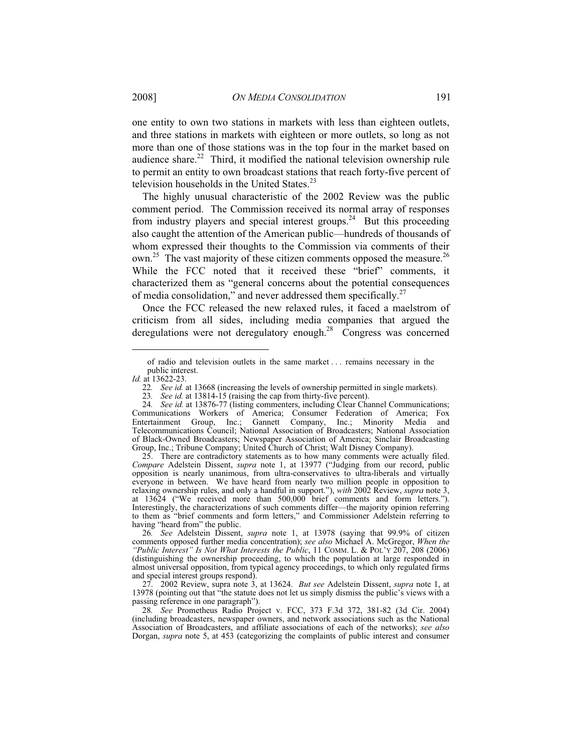one entity to own two stations in markets with less than eighteen outlets, and three stations in markets with eighteen or more outlets, so long as not more than one of those stations was in the top four in the market based on audience share.[22] Third, it modified the national television ownership rule to permit an entity to own broadcast stations that reach forty-five percent of television households in the United States.[23]

The highly unusual characteristic of the 2002 Review was the public comment period. The Commission received its normal array of responses from industry players and special interest groups.[24] But this proceeding also caught the attention of the American public—hundreds of thousands of whom expressed their thoughts to the Commission via comments of their own.[25] The vast majority of these citizen comments opposed the measure.[26] While the FCC noted that it received these "brief" comments, it characterized them as "general concerns about the potential consequences of media consolidation," and never addressed them specifically.[27]

Once the FCC released the new relaxed rules, it faced a maelstrom of criticism from all sides, including media companies that argued the deregulations were not deregulatory enough.[28] Congress was concerned

---

of radio and television outlets in the same market . . . remains necessary in the public interest.

*Id.* at 13622-23.

22. *See id.* at 13668 (increasing the levels of ownership permitted in single markets).

23. *See id.* at 13814-15 (raising the cap from thirty-five percent).

24. *See id.* at 13876-77 (listing commenters, including Clear Channel Communications; Communications Workers of America; Consumer Federation of America; Fox Entertainment Group, Inc.; Gannett Company, Inc.; Minority Media and Telecommunications Council; National Association of Broadcasters; National Association of Black-Owned Broadcasters; Newspaper Association of America; Sinclair Broadcasting Group, Inc.; Tribune Company; United Church of Christ; Walt Disney Company).

25. There are contradictory statements as to how many comments were actually filed. *Compare* Adelstein Dissent, *supra* note 1, at 13977 ("Judging from our record, public opposition is nearly unanimous, from ultra-conservatives to ultra-liberals and virtually everyone in between. We have heard from nearly two million people in opposition to relaxing ownership rules, and only a handful in support."), *with* 2002 Review, *supra* note 3, at 13624 ("We received more than 500,000 brief comments and form letters."). Interestingly, the characterizations of such comments differ—the majority opinion referring to them as "brief comments and form letters," and Commissioner Adelstein referring to having "heard from" the public.

26. *See* Adelstein Dissent, *supra* note 1, at 13978 (saying that 99.9% of citizen comments opposed further media concentration); *see also* Michael A. McGregor, *When the "Public Interest" Is Not What Interests the Public*, 11 COMM. L. & POL'Y 207, 208 (2006) (distinguishing the ownership proceeding, to which the population at large responded in almost universal opposition, from typical agency proceedings, to which only regulated firms and special interest groups respond).

27. 2002 Review, supra note 3, at 13624. *But see* Adelstein Dissent, *supra* note 1, at 13978 (pointing out that "the statute does not let us simply dismiss the public's views with a passing reference in one paragraph").

28. *See* Prometheus Radio Project v. FCC, 373 F.3d 372, 381-82 (3d Cir. 2004) (including broadcasters, newspaper owners, and network associations such as the National Association of Broadcasters, and affiliate associations of each of the networks); *see also* Dorgan, *supra* note 5, at 453 (categorizing the complaints of public interest and consumer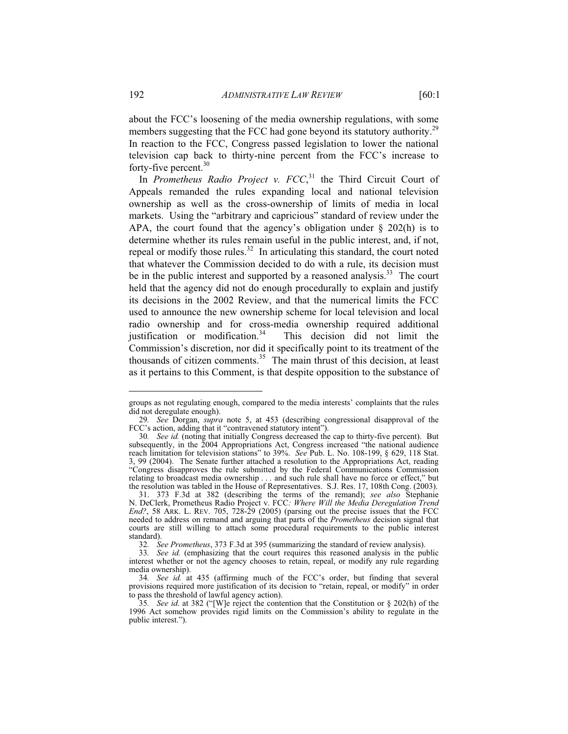about the FCC's loosening of the media ownership regulations, with some members suggesting that the FCC had gone beyond its statutory authority.[29] In reaction to the FCC, Congress passed legislation to lower the national television cap back to thirty-nine percent from the FCC's increase to forty-five percent.[30]

In *Prometheus Radio Project v. FCC*,[31] the Third Circuit Court of Appeals remanded the rules expanding local and national television ownership as well as the cross-ownership of limits of media in local markets. Using the "arbitrary and capricious" standard of review under the APA, the court found that the agency's obligation under § 202(h) is to determine whether its rules remain useful in the public interest, and, if not, repeal or modify those rules.[32] In articulating this standard, the court noted that whatever the Commission decided to do with a rule, its decision must be in the public interest and supported by a reasoned analysis.[33] The court held that the agency did not do enough procedurally to explain and justify its decisions in the 2002 Review, and that the numerical limits the FCC used to announce the new ownership scheme for local television and local radio ownership and for cross-media ownership required additional justification or modification.[34] This decision did not limit the Commission's discretion, nor did it specifically point to its treatment of the thousands of citizen comments.[35] The main thrust of this decision, at least as it pertains to this Comment, is that despite opposition to the substance of

---

groups as not regulating enough, compared to the media interests' complaints that the rules did not deregulate enough).

29. *See* Dorgan, *supra* note 5, at 453 (describing congressional disapproval of the FCC's action, adding that it "contravened statutory intent").

30. *See id.* (noting that initially Congress decreased the cap to thirty-five percent). But subsequently, in the 2004 Appropriations Act, Congress increased "the national audience reach limitation for television stations" to 39%. *See* Pub. L. No. 108-199, § 629, 118 Stat. 3, 99 (2004). The Senate further attached a resolution to the Appropriations Act, reading "Congress disapproves the rule submitted by the Federal Communications Commission relating to broadcast media ownership . . . and such rule shall have no force or effect," but the resolution was tabled in the House of Representatives. S.J. Res. 17, 108th Cong. (2003).

31. 373 F.3d at 382 (describing the terms of the remand); *see also* Stephanie N. DeClerk, Prometheus Radio Project v. FCC*: Where Will the Media Deregulation Trend End?*, 58 ARK. L. REV. 705, 728-29 (2005) (parsing out the precise issues that the FCC needed to address on remand and arguing that parts of the *Prometheus* decision signal that courts are still willing to attach some procedural requirements to the public interest standard).

32. *See Prometheus*, 373 F.3d at 395 (summarizing the standard of review analysis).

33. *See id.* (emphasizing that the court requires this reasoned analysis in the public interest whether or not the agency chooses to retain, repeal, or modify any rule regarding media ownership).

34. *See id.* at 435 (affirming much of the FCC's order, but finding that several provisions required more justification of its decision to "retain, repeal, or modify" in order to pass the threshold of lawful agency action).

35. *See id.* at 382 ("[W]e reject the contention that the Constitution or § 202(h) of the 1996 Act somehow provides rigid limits on the Commission's ability to regulate in the public interest.").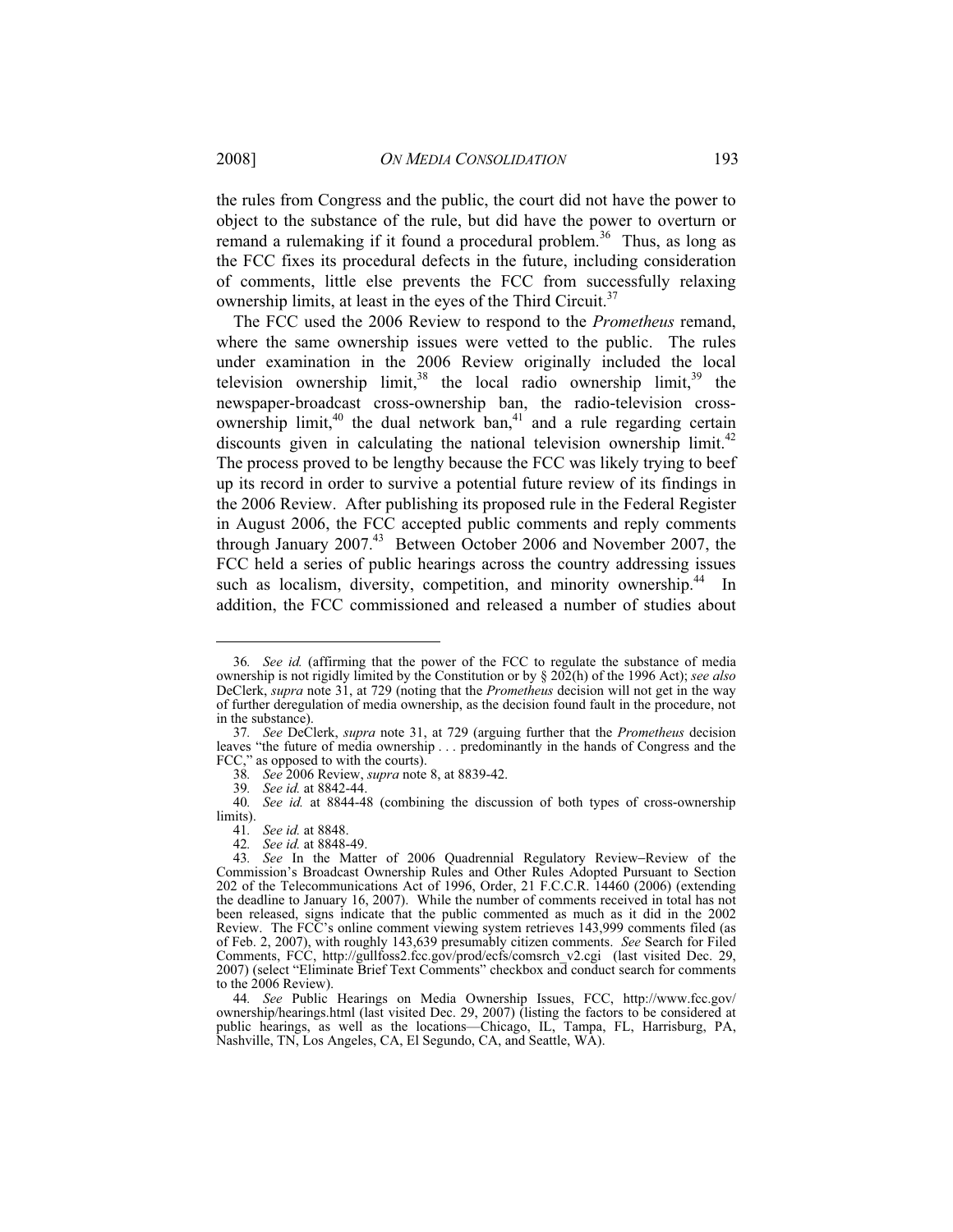the rules from Congress and the public, the court did not have the power to object to the substance of the rule, but did have the power to overturn or remand a rulemaking if it found a procedural problem.[36] Thus, as long as the FCC fixes its procedural defects in the future, including consideration of comments, little else prevents the FCC from successfully relaxing ownership limits, at least in the eyes of the Third Circuit.[37]

The FCC used the 2006 Review to respond to the *Prometheus* remand, where the same ownership issues were vetted to the public. The rules under examination in the 2006 Review originally included the local television ownership limit,[38] the local radio ownership limit,[39] the newspaper-broadcast cross-ownership ban, the radio-television cross-ownership limit,[40] the dual network ban,[41] and a rule regarding certain discounts given in calculating the national television ownership limit.[42] The process proved to be lengthy because the FCC was likely trying to beef up its record in order to survive a potential future review of its findings in the 2006 Review. After publishing its proposed rule in the Federal Register in August 2006, the FCC accepted public comments and reply comments through January 2007.[43] Between October 2006 and November 2007, the FCC held a series of public hearings across the country addressing issues such as localism, diversity, competition, and minority ownership.[44] In addition, the FCC commissioned and released a number of studies about

---

36. *See id.* (affirming that the power of the FCC to regulate the substance of media ownership is not rigidly limited by the Constitution or by § 202(h) of the 1996 Act); *see also* DeClerk, *supra* note 31, at 729 (noting that the *Prometheus* decision will not get in the way of further deregulation of media ownership, as the decision found fault in the procedure, not in the substance).

37. *See* DeClerk, *supra* note 31, at 729 (arguing further that the *Prometheus* decision leaves "the future of media ownership . . . predominantly in the hands of Congress and the FCC," as opposed to with the courts).

38. *See* 2006 Review, *supra* note 8, at 8839-42.

39. *See id.* at 8842-44.

40. *See id.* at 8844-48 (combining the discussion of both types of cross-ownership limits).

41. *See id.* at 8848.

42. *See id.* at 8848-49.

43. *See* In the Matter of 2006 Quadrennial Regulatory Review–Review of the Commission's Broadcast Ownership Rules and Other Rules Adopted Pursuant to Section 202 of the Telecommunications Act of 1996, Order, 21 F.C.C.R. 14460 (2006) (extending the deadline to January 16, 2007). While the number of comments received in total has not been released, signs indicate that the public commented as much as it did in the 2002 Review. The FCC's online comment viewing system retrieves 143,999 comments filed (as of Feb. 2, 2007), with roughly 143,639 presumably citizen comments. *See* Search for Filed Comments, FCC, http://gullfoss2.fcc.gov/prod/ecfs/comsrch_v2.cgi (last visited Dec. 29, 2007) (select "Eliminate Brief Text Comments" checkbox and conduct search for comments to the 2006 Review).

44. *See* Public Hearings on Media Ownership Issues, FCC, http://www.fcc.gov/ownership/hearings.html (last visited Dec. 29, 2007) (listing the factors to be considered at public hearings, as well as the locations—Chicago, IL, Tampa, FL, Harrisburg, PA, Nashville, TN, Los Angeles, CA, El Segundo, CA, and Seattle, WA).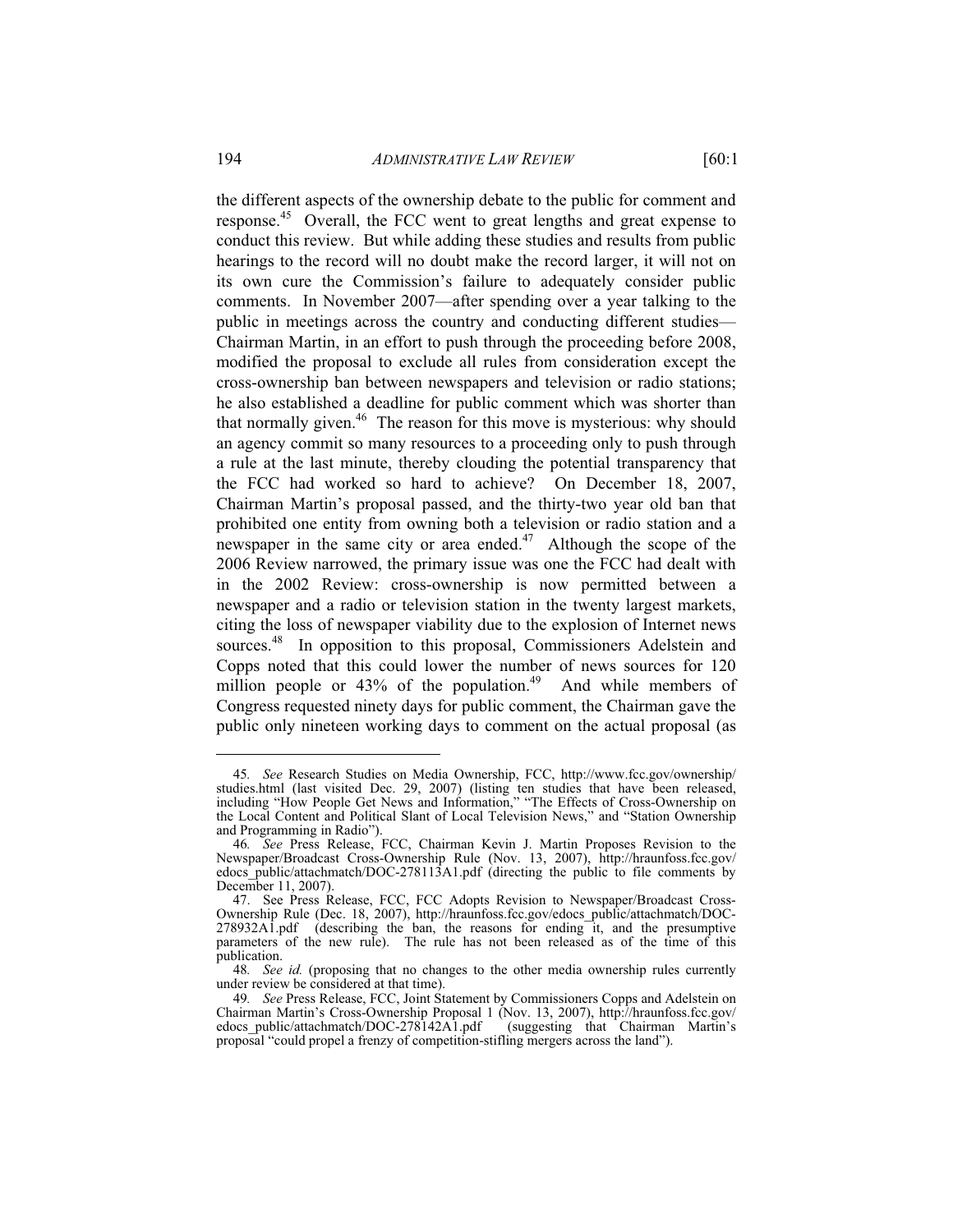the different aspects of the ownership debate to the public for comment and response.[45] Overall, the FCC went to great lengths and great expense to conduct this review. But while adding these studies and results from public hearings to the record will no doubt make the record larger, it will not on its own cure the Commission's failure to adequately consider public comments. In November 2007—after spending over a year talking to the public in meetings across the country and conducting different studies—Chairman Martin, in an effort to push through the proceeding before 2008, modified the proposal to exclude all rules from consideration except the cross-ownership ban between newspapers and television or radio stations; he also established a deadline for public comment which was shorter than that normally given.[46] The reason for this move is mysterious: why should an agency commit so many resources to a proceeding only to push through a rule at the last minute, thereby clouding the potential transparency that the FCC had worked so hard to achieve? On December 18, 2007, Chairman Martin's proposal passed, and the thirty-two year old ban that prohibited one entity from owning both a television or radio station and a newspaper in the same city or area ended.[47] Although the scope of the 2006 Review narrowed, the primary issue was one the FCC had dealt with in the 2002 Review: cross-ownership is now permitted between a newspaper and a radio or television station in the twenty largest markets, citing the loss of newspaper viability due to the explosion of Internet news sources.[48] In opposition to this proposal, Commissioners Adelstein and Copps noted that this could lower the number of news sources for 120 million people or 43% of the population.[49] And while members of Congress requested ninety days for public comment, the Chairman gave the public only nineteen working days to comment on the actual proposal (as

---

45. *See* Research Studies on Media Ownership, FCC, http://www.fcc.gov/ownership/studies.html (last visited Dec. 29, 2007) (listing ten studies that have been released, including "How People Get News and Information," "The Effects of Cross-Ownership on the Local Content and Political Slant of Local Television News," and "Station Ownership and Programming in Radio").

46. *See* Press Release, FCC, Chairman Kevin J. Martin Proposes Revision to the Newspaper/Broadcast Cross-Ownership Rule (Nov. 13, 2007), http://hraunfoss.fcc.gov/edocs_public/attachmatch/DOC-278113A1.pdf (directing the public to file comments by December 11, 2007).

47. See Press Release, FCC, FCC Adopts Revision to Newspaper/Broadcast Cross-Ownership Rule (Dec. 18, 2007), http://hraunfoss.fcc.gov/edocs_public/attachmatch/DOC-278932A1.pdf (describing the ban, the reasons for ending it, and the presumptive parameters of the new rule). The rule has not been released as of the time of this publication.

48. *See id.* (proposing that no changes to the other media ownership rules currently under review be considered at that time).

49. *See* Press Release, FCC, Joint Statement by Commissioners Copps and Adelstein on Chairman Martin's Cross-Ownership Proposal 1 (Nov. 13, 2007), http://hraunfoss.fcc.gov/edocs_public/attachmatch/DOC-278142A1.pdf (suggesting that Chairman Martin's proposal "could propel a frenzy of competition-stifling mergers across the land").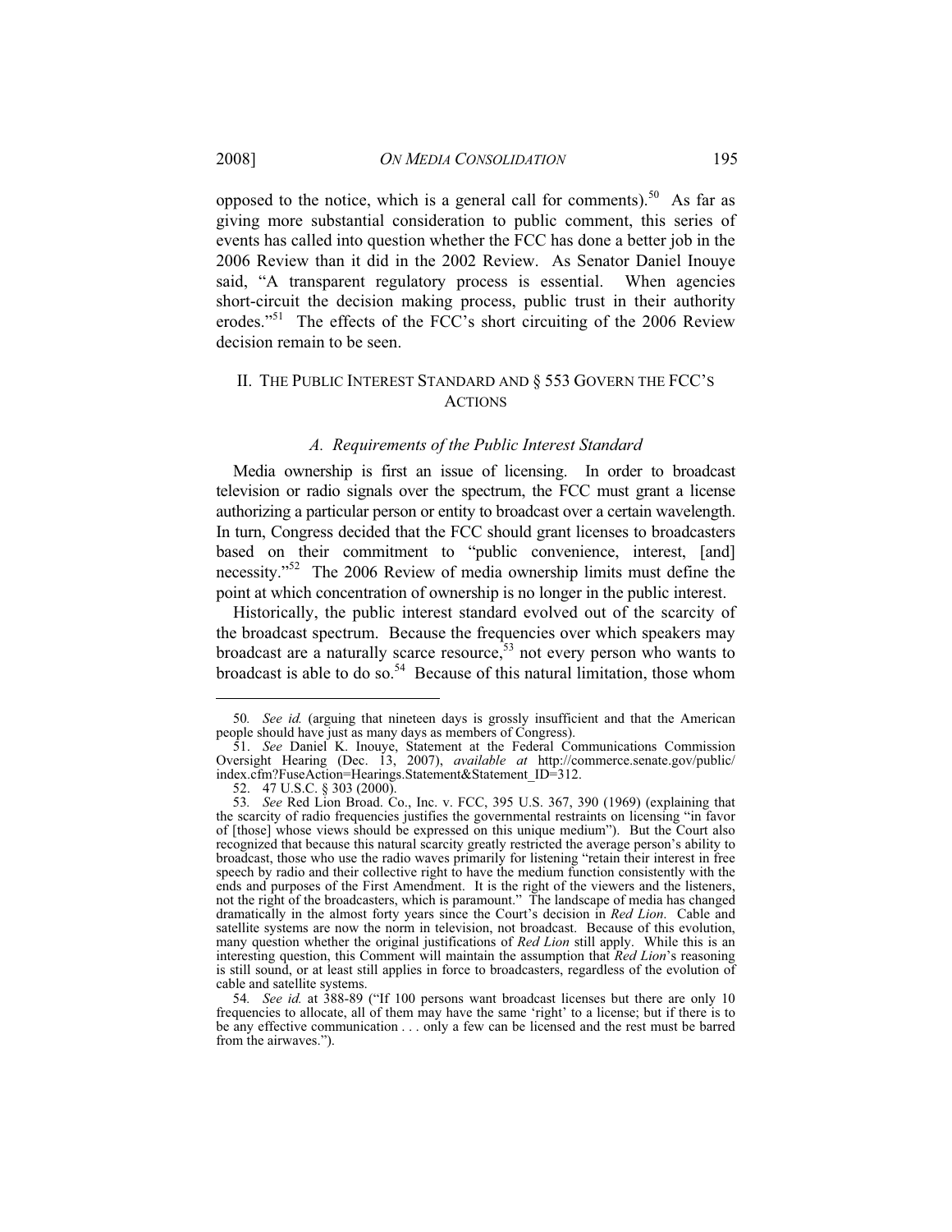opposed to the notice, which is a general call for comments).[50] As far as giving more substantial consideration to public comment, this series of events has called into question whether the FCC has done a better job in the 2006 Review than it did in the 2002 Review. As Senator Daniel Inouye said, "A transparent regulatory process is essential. When agencies short-circuit the decision making process, public trust in their authority erodes."[51] The effects of the FCC's short circuiting of the 2006 Review decision remain to be seen.

## II. The Public Interest Standard and § 553 Govern the FCC's Actions

### *A. Requirements of the Public Interest Standard*

Media ownership is first an issue of licensing. In order to broadcast television or radio signals over the spectrum, the FCC must grant a license authorizing a particular person or entity to broadcast over a certain wavelength. In turn, Congress decided that the FCC should grant licenses to broadcasters based on their commitment to "public convenience, interest, [and] necessity."[52] The 2006 Review of media ownership limits must define the point at which concentration of ownership is no longer in the public interest.

Historically, the public interest standard evolved out of the scarcity of the broadcast spectrum. Because the frequencies over which speakers may broadcast are a naturally scarce resource,[53] not every person who wants to broadcast is able to do so.[54] Because of this natural limitation, those whom

---

50. *See id.* (arguing that nineteen days is grossly insufficient and that the American people should have just as many days as members of Congress).

51. *See* Daniel K. Inouye, Statement at the Federal Communications Commission Oversight Hearing (Dec. 13, 2007), *available at* http://commerce.senate.gov/public/index.cfm?FuseAction=Hearings.Statement&Statement_ID=312.

52. 47 U.S.C. § 303 (2000).

53. *See* Red Lion Broad. Co., Inc. v. FCC, 395 U.S. 367, 390 (1969) (explaining that the scarcity of radio frequencies justifies the governmental restraints on licensing "in favor of [those] whose views should be expressed on this unique medium"). But the Court also recognized that because this natural scarcity greatly restricted the average person's ability to broadcast, those who use the radio waves primarily for listening "retain their interest in free speech by radio and their collective right to have the medium function consistently with the ends and purposes of the First Amendment. It is the right of the viewers and the listeners, not the right of the broadcasters, which is paramount." The landscape of media has changed dramatically in the almost forty years since the Court's decision in *Red Lion*. Cable and satellite systems are now the norm in television, not broadcast. Because of this evolution, many question whether the original justifications of *Red Lion* still apply. While this is an interesting question, this Comment will maintain the assumption that *Red Lion*'s reasoning is still sound, or at least still applies in force to broadcasters, regardless of the evolution of cable and satellite systems.

54. *See id.* at 388-89 ("If 100 persons want broadcast licenses but there are only 10 frequencies to allocate, all of them may have the same 'right' to a license; but if there is to be any effective communication . . . only a few can be licensed and the rest must be barred from the airwaves.").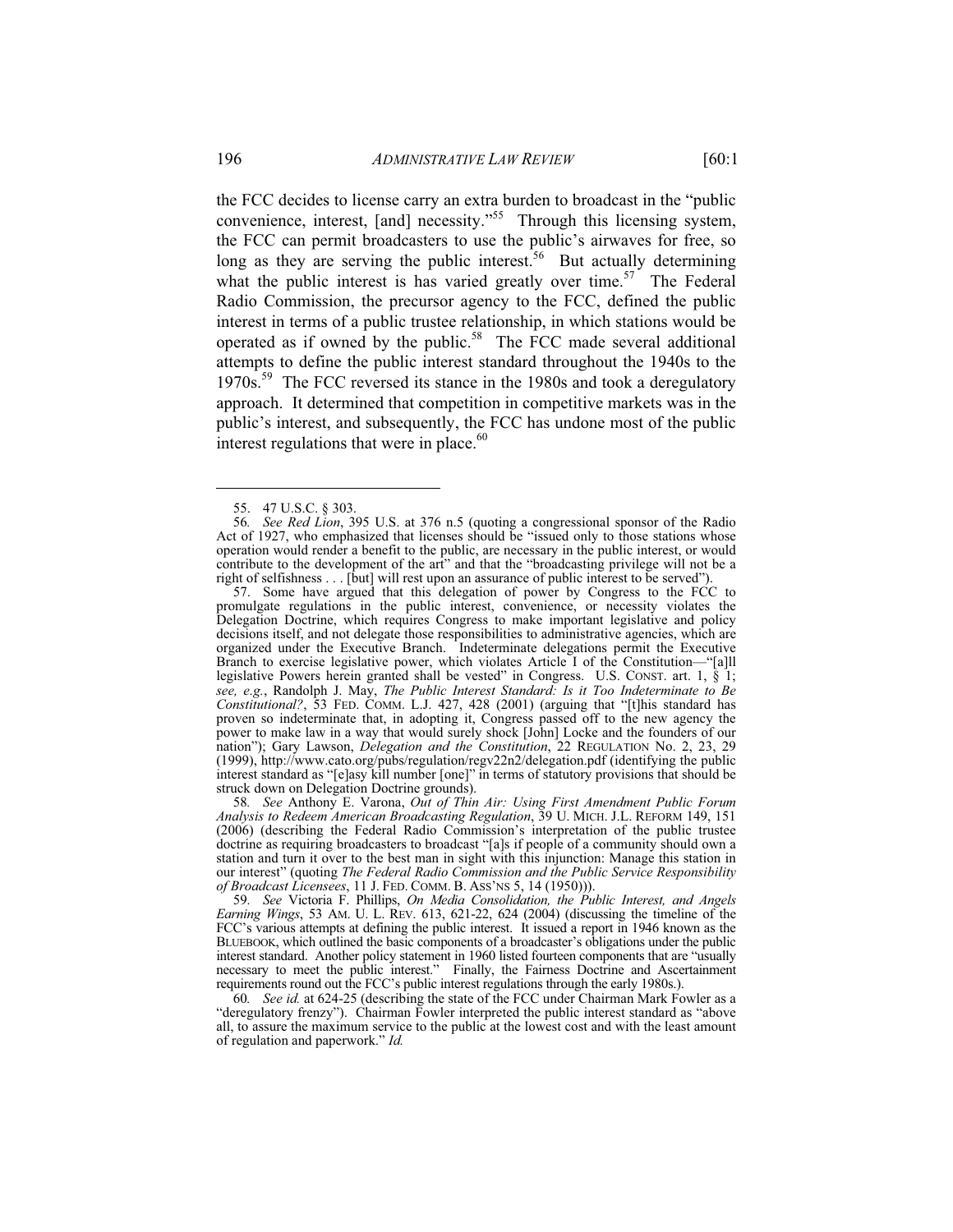the FCC decides to license carry an extra burden to broadcast in the "public convenience, interest, [and] necessity."[55] Through this licensing system, the FCC can permit broadcasters to use the public's airwaves for free, so long as they are serving the public interest.[56] But actually determining what the public interest is has varied greatly over time.[57] The Federal Radio Commission, the precursor agency to the FCC, defined the public interest in terms of a public trustee relationship, in which stations would be operated as if owned by the public.[58] The FCC made several additional attempts to define the public interest standard throughout the 1940s to the 1970s.[59] The FCC reversed its stance in the 1980s and took a deregulatory approach. It determined that competition in competitive markets was in the public's interest, and subsequently, the FCC has undone most of the public interest regulations that were in place.[60]

---

55. 47 U.S.C. § 303.

56. *See Red Lion*, 395 U.S. at 376 n.5 (quoting a congressional sponsor of the Radio Act of 1927, who emphasized that licenses should be "issued only to those stations whose operation would render a benefit to the public, are necessary in the public interest, or would contribute to the development of the art" and that the "broadcasting privilege will not be a right of selfishness . . . [but] will rest upon an assurance of public interest to be served").

57. Some have argued that this delegation of power by Congress to the FCC to promulgate regulations in the public interest, convenience, or necessity violates the Delegation Doctrine, which requires Congress to make important legislative and policy decisions itself, and not delegate those responsibilities to administrative agencies, which are organized under the Executive Branch. Indeterminate delegations permit the Executive Branch to exercise legislative power, which violates Article I of the Constitution—"[a]ll legislative Powers herein granted shall be vested" in Congress. U.S. CONST. art. 1, § 1; *see, e.g.*, Randolph J. May, *The Public Interest Standard: Is it Too Indeterminate to Be Constitutional?*, 53 FED. COMM. L.J. 427, 428 (2001) (arguing that "[t]his standard has proven so indeterminate that, in adopting it, Congress passed off to the new agency the power to make law in a way that would surely shock [John] Locke and the founders of our nation"); Gary Lawson, *Delegation and the Constitution*, 22 REGULATION No. 2, 23, 29 (1999), http://www.cato.org/pubs/regulation/regv22n2/delegation.pdf (identifying the public interest standard as "[e]asy kill number [one]" in terms of statutory provisions that should be struck down on Delegation Doctrine grounds).

58. *See* Anthony E. Varona, *Out of Thin Air: Using First Amendment Public Forum Analysis to Redeem American Broadcasting Regulation*, 39 U. MICH. J.L. REFORM 149, 151 (2006) (describing the Federal Radio Commission's interpretation of the public trustee doctrine as requiring broadcasters to broadcast "[a]s if people of a community should own a station and turn it over to the best man in sight with this injunction: Manage this station in our interest" (quoting *The Federal Radio Commission and the Public Service Responsibility of Broadcast Licensees*, 11 J. FED. COMM. B. ASS'NS 5, 14 (1950))).

59. *See* Victoria F. Phillips, *On Media Consolidation, the Public Interest, and Angels Earning Wings*, 53 AM. U. L. REV. 613, 621-22, 624 (2004) (discussing the timeline of the FCC's various attempts at defining the public interest. It issued a report in 1946 known as the BLUEBOOK, which outlined the basic components of a broadcaster's obligations under the public interest standard. Another policy statement in 1960 listed fourteen components that are "usually necessary to meet the public interest." Finally, the Fairness Doctrine and Ascertainment requirements round out the FCC's public interest regulations through the early 1980s.).

60. *See id.* at 624-25 (describing the state of the FCC under Chairman Mark Fowler as a "deregulatory frenzy"). Chairman Fowler interpreted the public interest standard as "above all, to assure the maximum service to the public at the lowest cost and with the least amount of regulation and paperwork." *Id.*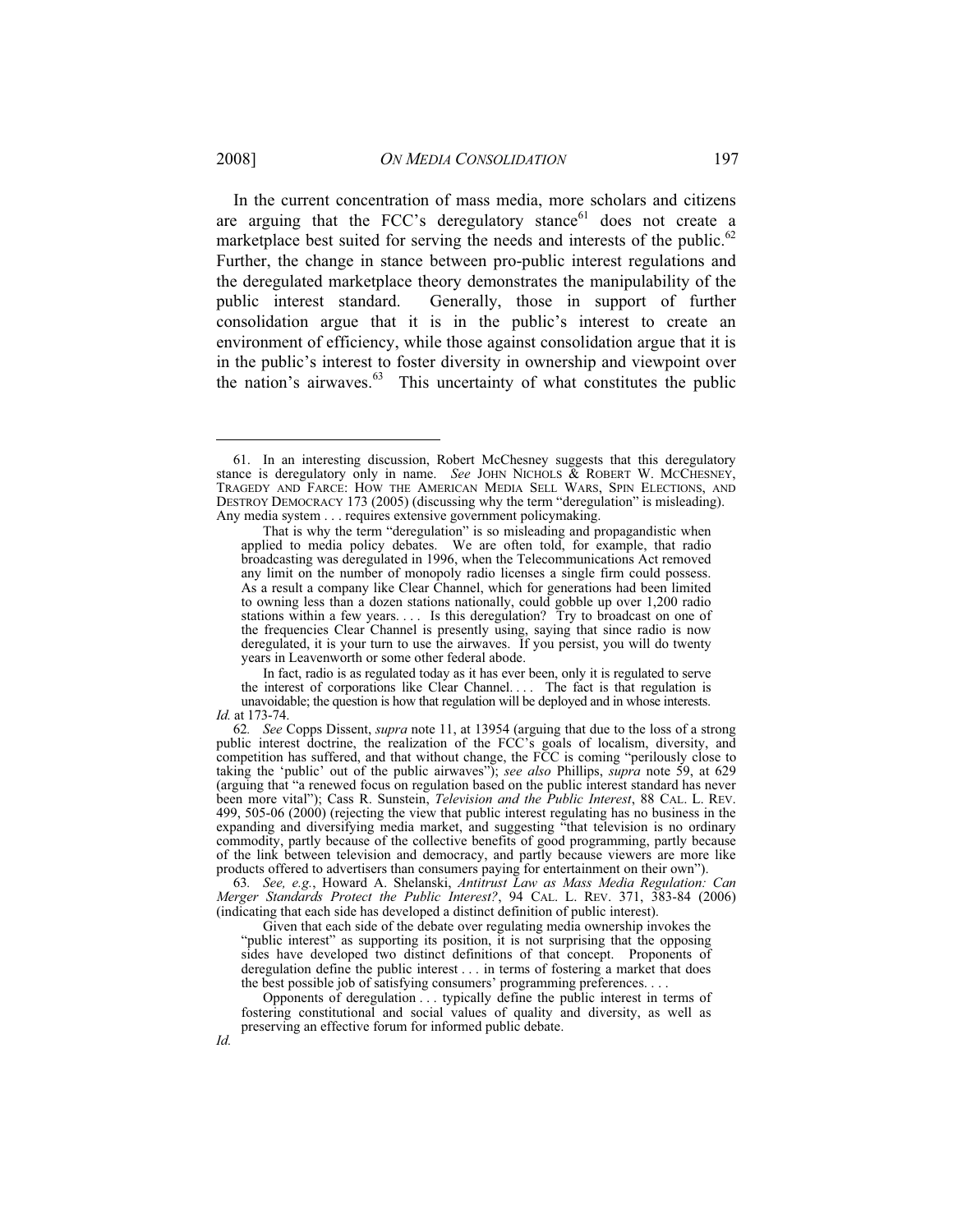In the current concentration of mass media, more scholars and citizens are arguing that the FCC's deregulatory stance[61] does not create a marketplace best suited for serving the needs and interests of the public.[62] Further, the change in stance between pro-public interest regulations and the deregulated marketplace theory demonstrates the manipulability of the public interest standard. Generally, those in support of further consolidation argue that it is in the public's interest to create an environment of efficiency, while those against consolidation argue that it is in the public's interest to foster diversity in ownership and viewpoint over the nation's airwaves.[63] This uncertainty of what constitutes the public

---

61. In an interesting discussion, Robert McChesney suggests that this deregulatory stance is deregulatory only in name. *See* JOHN NICHOLS & ROBERT W. MCCHESNEY, TRAGEDY AND FARCE: HOW THE AMERICAN MEDIA SELL WARS, SPIN ELECTIONS, AND DESTROY DEMOCRACY 173 (2005) (discussing why the term "deregulation" is misleading). Any media system . . . requires extensive government policymaking.

> That is why the term "deregulation" is so misleading and propagandistic when applied to media policy debates. We are often told, for example, that radio broadcasting was deregulated in 1996, when the Telecommunications Act removed any limit on the number of monopoly radio licenses a single firm could possess. As a result a company like Clear Channel, which for generations had been limited to owning less than a dozen stations nationally, could gobble up over 1,200 radio stations within a few years. . . . Is this deregulation? Try to broadcast on one of the frequencies Clear Channel is presently using, saying that since radio is now deregulated, it is your turn to use the airwaves. If you persist, you will do twenty years in Leavenworth or some other federal abode.
>
> In fact, radio is as regulated today as it has ever been, only it is regulated to serve the interest of corporations like Clear Channel. . . . The fact is that regulation is unavoidable; the question is how that regulation will be deployed and in whose interests.

*Id.* at 173-74.

62. *See* Copps Dissent, *supra* note 11, at 13954 (arguing that due to the loss of a strong public interest doctrine, the realization of the FCC's goals of localism, diversity, and competition has suffered, and that without change, the FCC is coming "perilously close to taking the 'public' out of the public airwaves"); *see also* Phillips, *supra* note 59, at 629 (arguing that "a renewed focus on regulation based on the public interest standard has never been more vital"); Cass R. Sunstein, *Television and the Public Interest*, 88 CAL. L. REV. 499, 505-06 (2000) (rejecting the view that public interest regulating has no business in the expanding and diversifying media market, and suggesting "that television is no ordinary commodity, partly because of the collective benefits of good programming, partly because of the link between television and democracy, and partly because viewers are more like products offered to advertisers than consumers paying for entertainment on their own").

63. *See, e.g.*, Howard A. Shelanski, *Antitrust Law as Mass Media Regulation: Can Merger Standards Protect the Public Interest?*, 94 CAL. L. REV. 371, 383-84 (2006) (indicating that each side has developed a distinct definition of public interest).

> Given that each side of the debate over regulating media ownership invokes the "public interest" as supporting its position, it is not surprising that the opposing sides have developed two distinct definitions of that concept. Proponents of deregulation define the public interest . . . in terms of fostering a market that does the best possible job of satisfying consumers' programming preferences. . . .
>
> Opponents of deregulation . . . typically define the public interest in terms of fostering constitutional and social values of quality and diversity, as well as preserving an effective forum for informed public debate.

*Id.*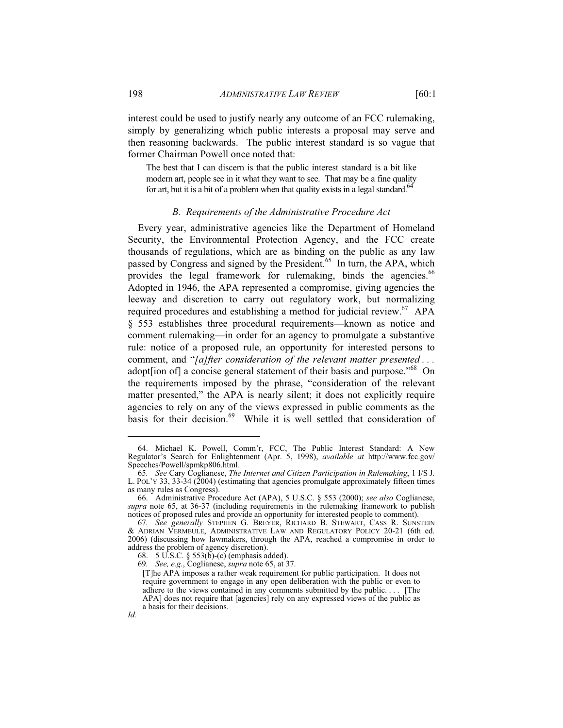interest could be used to justify nearly any outcome of an FCC rulemaking, simply by generalizing which public interests a proposal may serve and then reasoning backwards. The public interest standard is so vague that former Chairman Powell once noted that:

> The best that I can discern is that the public interest standard is a bit like modern art, people see in it what they want to see. That may be a fine quality for art, but it is a bit of a problem when that quality exists in a legal standard.[64]

### *B. Requirements of the Administrative Procedure Act*

Every year, administrative agencies like the Department of Homeland Security, the Environmental Protection Agency, and the FCC create thousands of regulations, which are as binding on the public as any law passed by Congress and signed by the President.[65] In turn, the APA, which provides the legal framework for rulemaking, binds the agencies.[66] Adopted in 1946, the APA represented a compromise, giving agencies the leeway and discretion to carry out regulatory work, but normalizing required procedures and establishing a method for judicial review.[67] APA § 553 establishes three procedural requirements—known as notice and comment rulemaking—in order for an agency to promulgate a substantive rule: notice of a proposed rule, an opportunity for interested persons to comment, and "*[a]fter consideration of the relevant matter presented* . . . adopt[ion of] a concise general statement of their basis and purpose."[68] On the requirements imposed by the phrase, "consideration of the relevant matter presented," the APA is nearly silent; it does not explicitly require agencies to rely on any of the views expressed in public comments as the basis for their decision.[69] While it is well settled that consideration of

---

64. Michael K. Powell, Comm'r, FCC, The Public Interest Standard: A New Regulator's Search for Enlightenment (Apr. 5, 1998), *available at* http://www.fcc.gov/Speeches/Powell/spmkp806.html.

65. *See* Cary Coglianese, *The Internet and Citizen Participation in Rulemaking*, 1 I/S J. L. POL'Y 33, 33-34 (2004) (estimating that agencies promulgate approximately fifteen times as many rules as Congress).

66. Administrative Procedure Act (APA), 5 U.S.C. § 553 (2000); *see also* Coglianese, *supra* note 65, at 36-37 (including requirements in the rulemaking framework to publish notices of proposed rules and provide an opportunity for interested people to comment).

67. *See generally* STEPHEN G. BREYER, RICHARD B. STEWART, CASS R. SUNSTEIN & ADRIAN VERMEULE, ADMINISTRATIVE LAW AND REGULATORY POLICY 20-21 (6th ed. 2006) (discussing how lawmakers, through the APA, reached a compromise in order to address the problem of agency discretion).

68. 5 U.S.C. § 553(b)-(c) (emphasis added).

69. *See, e.g.*, Coglianese, *supra* note 65, at 37.

> [T]he APA imposes a rather weak requirement for public participation. It does not require government to engage in any open deliberation with the public or even to adhere to the views contained in any comments submitted by the public. . . . [The APA] does not require that [agencies] rely on any expressed views of the public as a basis for their decisions.

*Id.*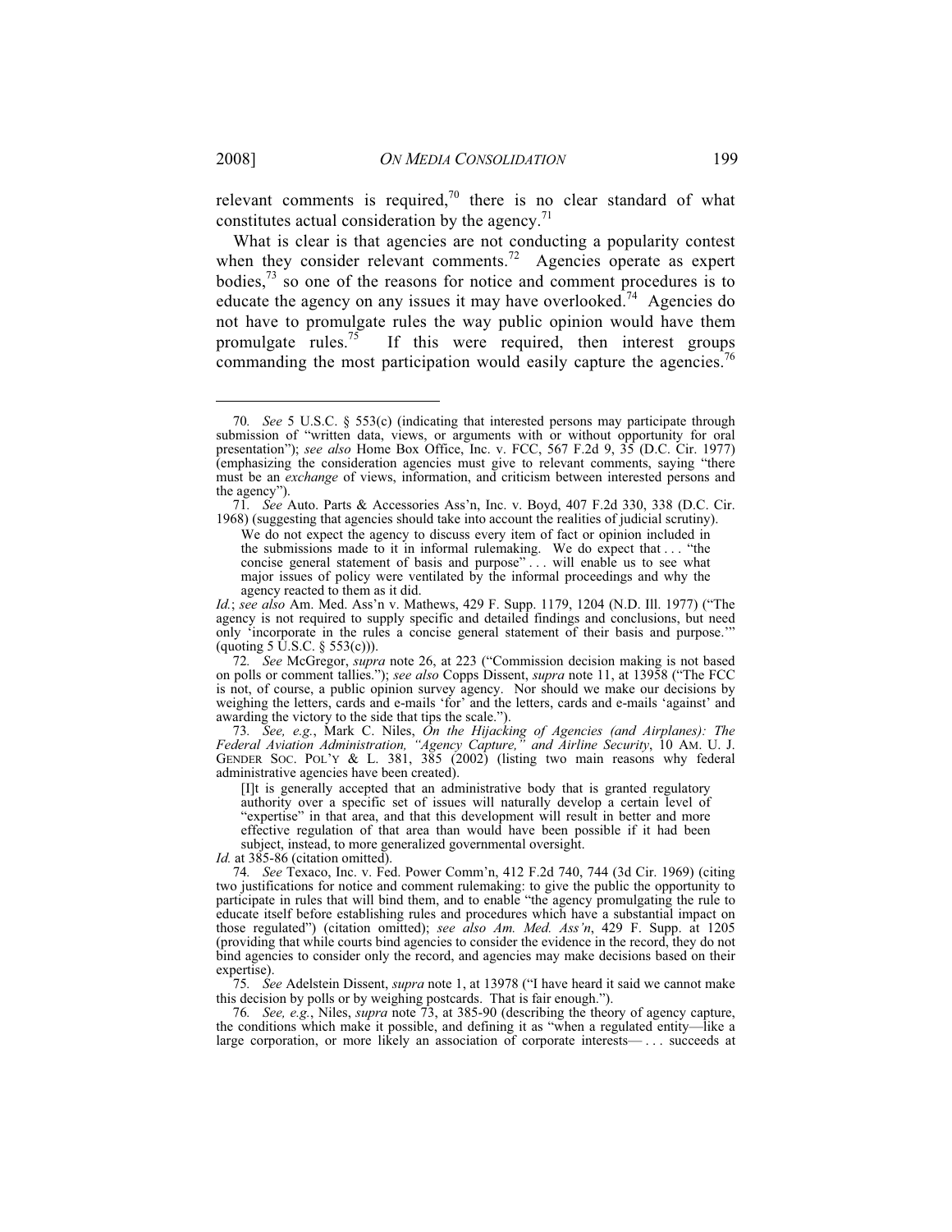relevant comments is required,[70] there is no clear standard of what constitutes actual consideration by the agency.[71]

What is clear is that agencies are not conducting a popularity contest when they consider relevant comments.[72] Agencies operate as expert bodies,[73] so one of the reasons for notice and comment procedures is to educate the agency on any issues it may have overlooked.[74] Agencies do not have to promulgate rules the way public opinion would have them promulgate rules.[75] If this were required, then interest groups commanding the most participation would easily capture the agencies.[76]

---

70. *See* 5 U.S.C. § 553(c) (indicating that interested persons may participate through submission of "written data, views, or arguments with or without opportunity for oral presentation"); *see also* Home Box Office, Inc. v. FCC, 567 F.2d 9, 35 (D.C. Cir. 1977) (emphasizing the consideration agencies must give to relevant comments, saying "there must be an *exchange* of views, information, and criticism between interested persons and the agency").

71. *See* Auto. Parts & Accessories Ass'n, Inc. v. Boyd, 407 F.2d 330, 338 (D.C. Cir. 1968) (suggesting that agencies should take into account the realities of judicial scrutiny).

> We do not expect the agency to discuss every item of fact or opinion included in the submissions made to it in informal rulemaking. We do expect that . . . "the concise general statement of basis and purpose" . . . will enable us to see what major issues of policy were ventilated by the informal proceedings and why the agency reacted to them as it did.

*Id.*; *see also* Am. Med. Ass'n v. Mathews, 429 F. Supp. 1179, 1204 (N.D. Ill. 1977) ("The agency is not required to supply specific and detailed findings and conclusions, but need only 'incorporate in the rules a concise general statement of their basis and purpose.'" (quoting 5 U.S.C. § 553(c))).

72. *See* McGregor, *supra* note 26, at 223 ("Commission decision making is not based on polls or comment tallies."); *see also* Copps Dissent, *supra* note 11, at 13958 ("The FCC is not, of course, a public opinion survey agency. Nor should we make our decisions by weighing the letters, cards and e-mails 'for' and the letters, cards and e-mails 'against' and awarding the victory to the side that tips the scale.").

73. *See, e.g.*, Mark C. Niles, *On the Hijacking of Agencies (and Airplanes): The Federal Aviation Administration, "Agency Capture," and Airline Security*, 10 AM. U. J. GENDER SOC. POL'Y & L. 381, 385 (2002) (listing two main reasons why federal administrative agencies have been created).

> [I]t is generally accepted that an administrative body that is granted regulatory authority over a specific set of issues will naturally develop a certain level of "expertise" in that area, and that this development will result in better and more effective regulation of that area than would have been possible if it had been subject, instead, to more generalized governmental oversight.

*Id.* at 385-86 (citation omitted).

74. *See* Texaco, Inc. v. Fed. Power Comm'n, 412 F.2d 740, 744 (3d Cir. 1969) (citing two justifications for notice and comment rulemaking: to give the public the opportunity to participate in rules that will bind them, and to enable "the agency promulgating the rule to educate itself before establishing rules and procedures which have a substantial impact on those regulated") (citation omitted); *see also Am. Med. Ass'n*, 429 F. Supp. at 1205 (providing that while courts bind agencies to consider the evidence in the record, they do not bind agencies to consider only the record, and agencies may make decisions based on their expertise).

75. *See* Adelstein Dissent, *supra* note 1, at 13978 ("I have heard it said we cannot make this decision by polls or by weighing postcards. That is fair enough.").

76. *See, e.g.*, Niles, *supra* note 73, at 385-90 (describing the theory of agency capture, the conditions which make it possible, and defining it as "when a regulated entity—like a large corporation, or more likely an association of corporate interests— . . . succeeds at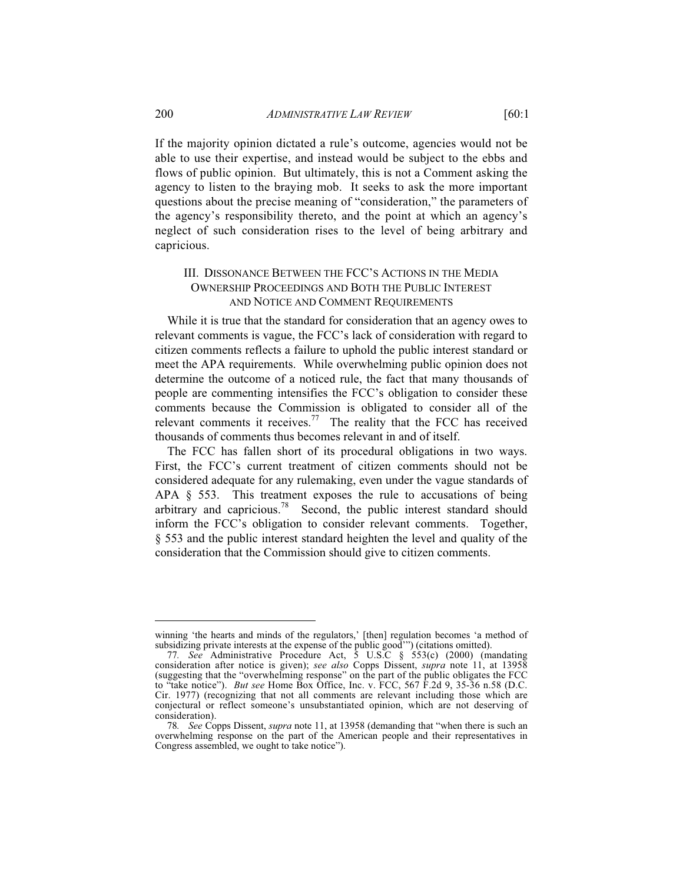If the majority opinion dictated a rule's outcome, agencies would not be able to use their expertise, and instead would be subject to the ebbs and flows of public opinion. But ultimately, this is not a Comment asking the agency to listen to the braying mob. It seeks to ask the more important questions about the precise meaning of "consideration," the parameters of the agency's responsibility thereto, and the point at which an agency's neglect of such consideration rises to the level of being arbitrary and capricious.

## III. DISSONANCE BETWEEN THE FCC'S ACTIONS IN THE MEDIA OWNERSHIP PROCEEDINGS AND BOTH THE PUBLIC INTEREST AND NOTICE AND COMMENT REQUIREMENTS

While it is true that the standard for consideration that an agency owes to relevant comments is vague, the FCC's lack of consideration with regard to citizen comments reflects a failure to uphold the public interest standard or meet the APA requirements. While overwhelming public opinion does not determine the outcome of a noticed rule, the fact that many thousands of people are commenting intensifies the FCC's obligation to consider these comments because the Commission is obligated to consider all of the relevant comments it receives.[77] The reality that the FCC has received thousands of comments thus becomes relevant in and of itself.

The FCC has fallen short of its procedural obligations in two ways. First, the FCC's current treatment of citizen comments should not be considered adequate for any rulemaking, even under the vague standards of APA § 553. This treatment exposes the rule to accusations of being arbitrary and capricious.[78] Second, the public interest standard should inform the FCC's obligation to consider relevant comments. Together, § 553 and the public interest standard heighten the level and quality of the consideration that the Commission should give to citizen comments.

---

winning 'the hearts and minds of the regulators,' [then] regulation becomes 'a method of subsidizing private interests at the expense of the public good'") (citations omitted).

77. *See* Administrative Procedure Act, 5 U.S.C § 553(c) (2000) (mandating consideration after notice is given); *see also* Copps Dissent, *supra* note 11, at 13958 (suggesting that the "overwhelming response" on the part of the public obligates the FCC to "take notice"). *But see* Home Box Office, Inc. v. FCC, 567 F.2d 9, 35-36 n.58 (D.C. Cir. 1977) (recognizing that not all comments are relevant including those which are conjectural or reflect someone's unsubstantiated opinion, which are not deserving of consideration).

78. *See* Copps Dissent, *supra* note 11, at 13958 (demanding that "when there is such an overwhelming response on the part of the American people and their representatives in Congress assembled, we ought to take notice").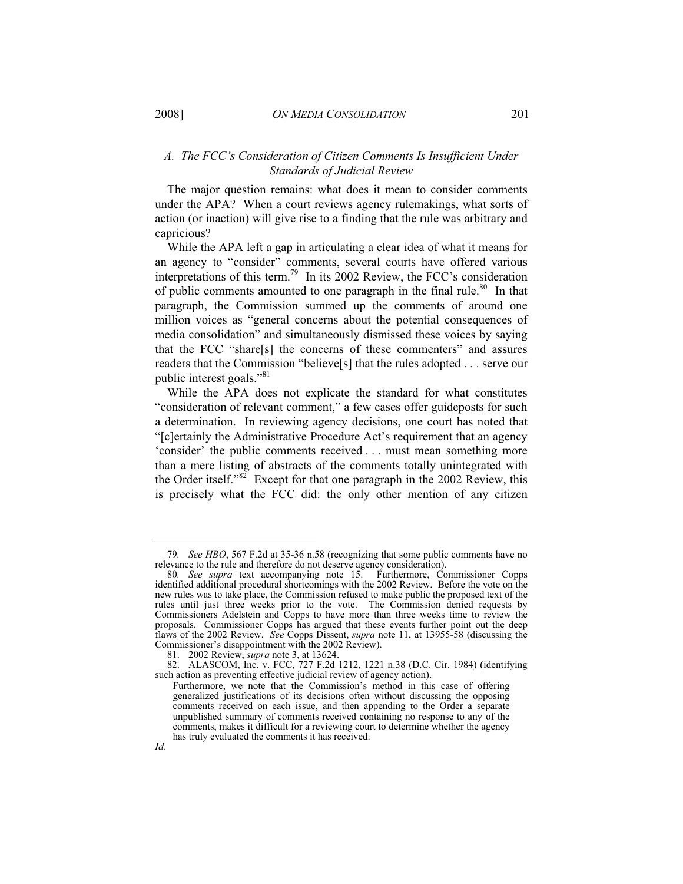### *A. The FCC's Consideration of Citizen Comments Is Insufficient Under Standards of Judicial Review*

The major question remains: what does it mean to consider comments under the APA? When a court reviews agency rulemakings, what sorts of action (or inaction) will give rise to a finding that the rule was arbitrary and capricious?

While the APA left a gap in articulating a clear idea of what it means for an agency to "consider" comments, several courts have offered various interpretations of this term.[79] In its 2002 Review, the FCC's consideration of public comments amounted to one paragraph in the final rule.[80] In that paragraph, the Commission summed up the comments of around one million voices as "general concerns about the potential consequences of media consolidation" and simultaneously dismissed these voices by saying that the FCC "share[s] the concerns of these commenters" and assures readers that the Commission "believe[s] that the rules adopted . . . serve our public interest goals."[81]

While the APA does not explicate the standard for what constitutes "consideration of relevant comment," a few cases offer guideposts for such a determination. In reviewing agency decisions, one court has noted that "[c]ertainly the Administrative Procedure Act's requirement that an agency 'consider' the public comments received . . . must mean something more than a mere listing of abstracts of the comments totally unintegrated with the Order itself."[82] Except for that one paragraph in the 2002 Review, this is precisely what the FCC did: the only other mention of any citizen

---

79. *See HBO*, 567 F.2d at 35-36 n.58 (recognizing that some public comments have no relevance to the rule and therefore do not deserve agency consideration).

80. *See supra* text accompanying note 15. Furthermore, Commissioner Copps identified additional procedural shortcomings with the 2002 Review. Before the vote on the new rules was to take place, the Commission refused to make public the proposed text of the rules until just three weeks prior to the vote. The Commission denied requests by Commissioners Adelstein and Copps to have more than three weeks time to review the proposals. Commissioner Copps has argued that these events further point out the deep flaws of the 2002 Review. *See* Copps Dissent, *supra* note 11, at 13955-58 (discussing the Commissioner's disappointment with the 2002 Review).

81. 2002 Review, *supra* note 3, at 13624.

82. ALASCOM, Inc. v. FCC, 727 F.2d 1212, 1221 n.38 (D.C. Cir. 1984) (identifying such action as preventing effective judicial review of agency action).

> Furthermore, we note that the Commission's method in this case of offering generalized justifications of its decisions often without discussing the opposing comments received on each issue, and then appending to the Order a separate unpublished summary of comments received containing no response to any of the comments, makes it difficult for a reviewing court to determine whether the agency has truly evaluated the comments it has received.

*Id.*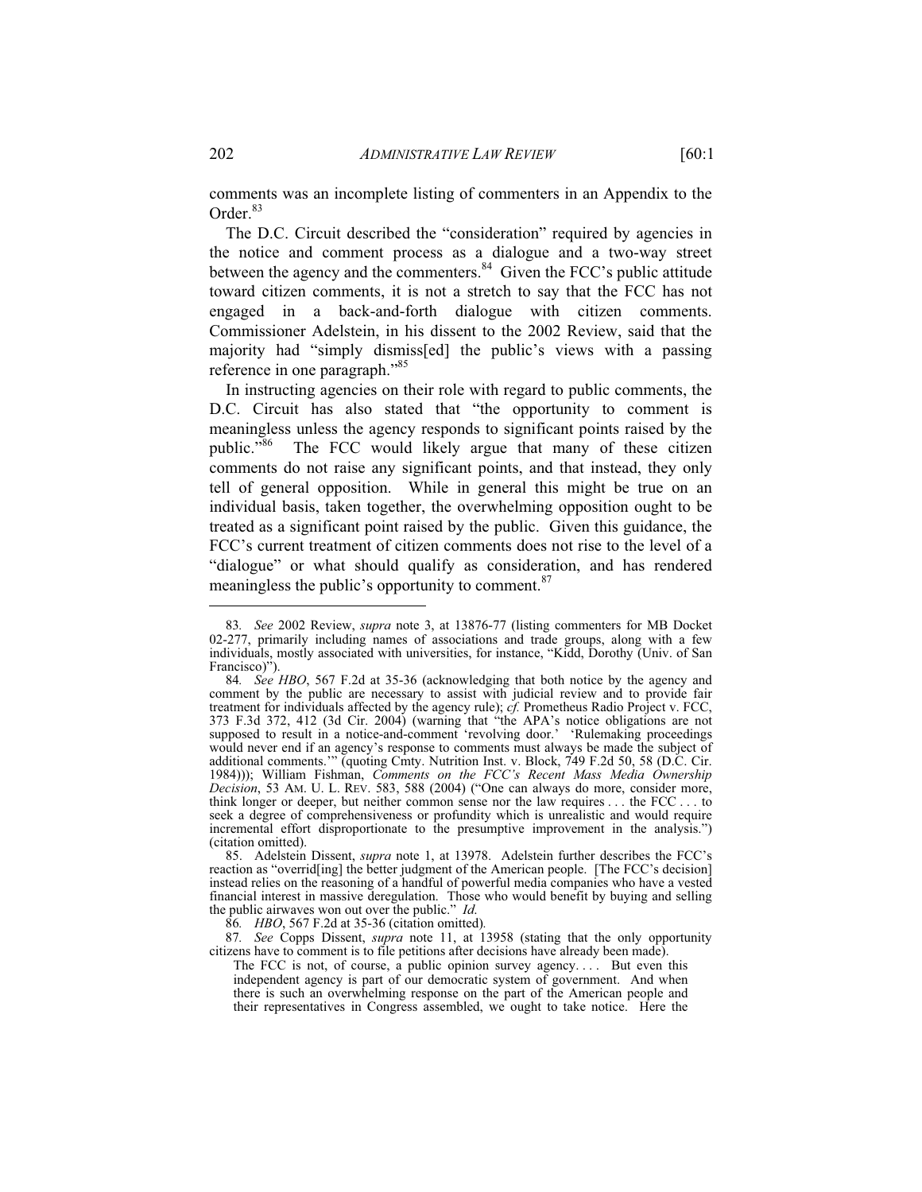comments was an incomplete listing of commenters in an Appendix to the Order.[83]

The D.C. Circuit described the "consideration" required by agencies in the notice and comment process as a dialogue and a two-way street between the agency and the commenters.[84] Given the FCC's public attitude toward citizen comments, it is not a stretch to say that the FCC has not engaged in a back-and-forth dialogue with citizen comments. Commissioner Adelstein, in his dissent to the 2002 Review, said that the majority had "simply dismiss[ed] the public's views with a passing reference in one paragraph."[85]

In instructing agencies on their role with regard to public comments, the D.C. Circuit has also stated that "the opportunity to comment is meaningless unless the agency responds to significant points raised by the public."[86] The FCC would likely argue that many of these citizen comments do not raise any significant points, and that instead, they only tell of general opposition. While in general this might be true on an individual basis, taken together, the overwhelming opposition ought to be treated as a significant point raised by the public. Given this guidance, the FCC's current treatment of citizen comments does not rise to the level of a "dialogue" or what should qualify as consideration, and has rendered meaningless the public's opportunity to comment.[87]

---

83. *See* 2002 Review, *supra* note 3, at 13876-77 (listing commenters for MB Docket 02-277, primarily including names of associations and trade groups, along with a few individuals, mostly associated with universities, for instance, "Kidd, Dorothy (Univ. of San Francisco)").

84. *See HBO*, 567 F.2d at 35-36 (acknowledging that both notice by the agency and comment by the public are necessary to assist with judicial review and to provide fair treatment for individuals affected by the agency rule); *cf.* Prometheus Radio Project v. FCC, 373 F.3d 372, 412 (3d Cir. 2004) (warning that "the APA's notice obligations are not supposed to result in a notice-and-comment 'revolving door.' 'Rulemaking proceedings would never end if an agency's response to comments must always be made the subject of additional comments.'" (quoting Cmty. Nutrition Inst. v. Block, 749 F.2d 50, 58 (D.C. Cir. 1984))); William Fishman, *Comments on the FCC's Recent Mass Media Ownership Decision*, 53 AM. U. L. REV. 583, 588 (2004) ("One can always do more, consider more, think longer or deeper, but neither common sense nor the law requires . . . the FCC . . . to seek a degree of comprehensiveness or profundity which is unrealistic and would require incremental effort disproportionate to the presumptive improvement in the analysis.") (citation omitted).

85. Adelstein Dissent, *supra* note 1, at 13978. Adelstein further describes the FCC's reaction as "overrid[ing] the better judgment of the American people. [The FCC's decision] instead relies on the reasoning of a handful of powerful media companies who have a vested financial interest in massive deregulation. Those who would benefit by buying and selling the public airwaves won out over the public." *Id.*

86. *HBO*, 567 F.2d at 35-36 (citation omitted).

87. *See* Copps Dissent, *supra* note 11, at 13958 (stating that the only opportunity citizens have to comment is to file petitions after decisions have already been made).

> The FCC is not, of course, a public opinion survey agency. . . . But even this independent agency is part of our democratic system of government. And when there is such an overwhelming response on the part of the American people and their representatives in Congress assembled, we ought to take notice. Here the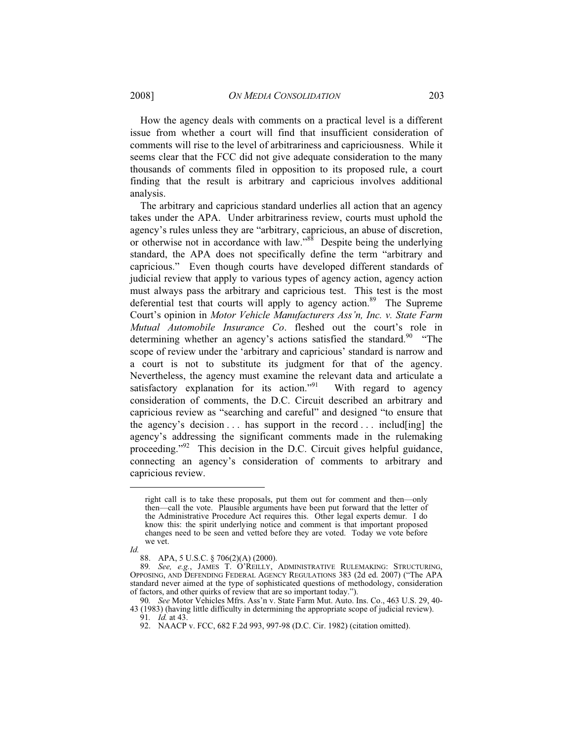How the agency deals with comments on a practical level is a different issue from whether a court will find that insufficient consideration of comments will rise to the level of arbitrariness and capriciousness. While it seems clear that the FCC did not give adequate consideration to the many thousands of comments filed in opposition to its proposed rule, a court finding that the result is arbitrary and capricious involves additional analysis.

The arbitrary and capricious standard underlies all action that an agency takes under the APA. Under arbitrariness review, courts must uphold the agency's rules unless they are "arbitrary, capricious, an abuse of discretion, or otherwise not in accordance with law."[88] Despite being the underlying standard, the APA does not specifically define the term "arbitrary and capricious." Even though courts have developed different standards of judicial review that apply to various types of agency action, agency action must always pass the arbitrary and capricious test. This test is the most deferential test that courts will apply to agency action.[89] The Supreme Court's opinion in *Motor Vehicle Manufacturers Ass'n, Inc. v. State Farm Mutual Automobile Insurance Co*. fleshed out the court's role in determining whether an agency's actions satisfied the standard.[90] "The scope of review under the 'arbitrary and capricious' standard is narrow and a court is not to substitute its judgment for that of the agency. Nevertheless, the agency must examine the relevant data and articulate a satisfactory explanation for its action."[91] With regard to agency consideration of comments, the D.C. Circuit described an arbitrary and capricious review as "searching and careful" and designed "to ensure that the agency's decision . . . has support in the record . . . includ[ing] the agency's addressing the significant comments made in the rulemaking proceeding."[92] This decision in the D.C. Circuit gives helpful guidance, connecting an agency's consideration of comments to arbitrary and capricious review.

---

> right call is to take these proposals, put them out for comment and then—only then—call the vote. Plausible arguments have been put forward that the letter of the Administrative Procedure Act requires this. Other legal experts demur. I do know this: the spirit underlying notice and comment is that important proposed changes need to be seen and vetted before they are voted. Today we vote before we vet.

*Id.*

88. APA, 5 U.S.C. § 706(2)(A) (2000).

89. *See, e.g.*, JAMES T. O'REILLY, ADMINISTRATIVE RULEMAKING: STRUCTURING, OPPOSING, AND DEFENDING FEDERAL AGENCY REGULATIONS 383 (2d ed. 2007) ("The APA standard never aimed at the type of sophisticated questions of methodology, consideration of factors, and other quirks of review that are so important today.").

90. *See* Motor Vehicles Mfrs. Ass'n v. State Farm Mut. Auto. Ins. Co., 463 U.S. 29, 40-43 (1983) (having little difficulty in determining the appropriate scope of judicial review).

91. *Id.* at 43.

92. NAACP v. FCC, 682 F.2d 993, 997-98 (D.C. Cir. 1982) (citation omitted).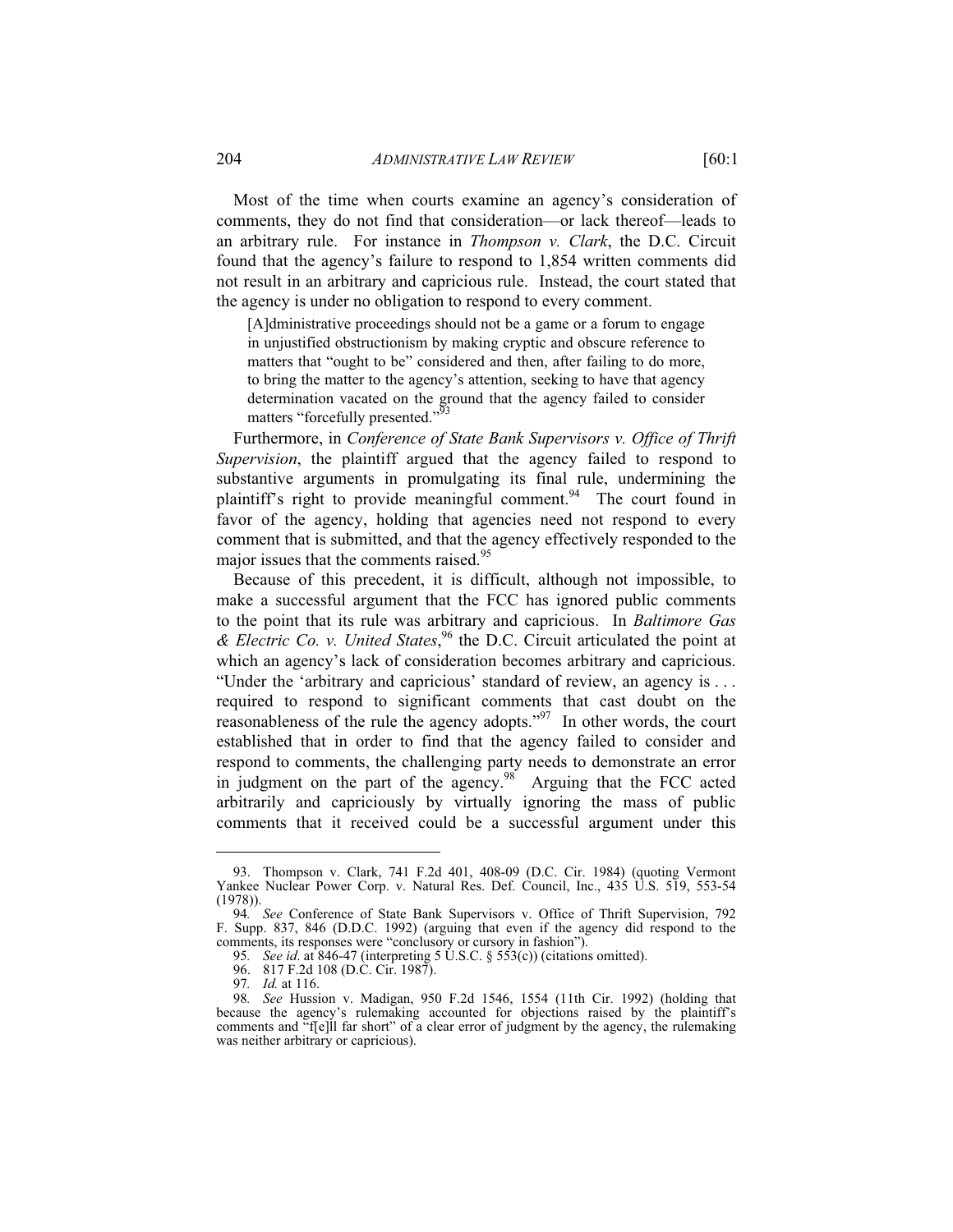Most of the time when courts examine an agency's consideration of comments, they do not find that consideration—or lack thereof—leads to an arbitrary rule. For instance in *Thompson v. Clark*, the D.C. Circuit found that the agency's failure to respond to 1,854 written comments did not result in an arbitrary and capricious rule. Instead, the court stated that the agency is under no obligation to respond to every comment.

> [A]dministrative proceedings should not be a game or a forum to engage in unjustified obstructionism by making cryptic and obscure reference to matters that "ought to be" considered and then, after failing to do more, to bring the matter to the agency's attention, seeking to have that agency determination vacated on the ground that the agency failed to consider matters "forcefully presented."[93]

Furthermore, in *Conference of State Bank Supervisors v. Office of Thrift Supervision*, the plaintiff argued that the agency failed to respond to substantive arguments in promulgating its final rule, undermining the plaintiff's right to provide meaningful comment.[94] The court found in favor of the agency, holding that agencies need not respond to every comment that is submitted, and that the agency effectively responded to the major issues that the comments raised.[95]

Because of this precedent, it is difficult, although not impossible, to make a successful argument that the FCC has ignored public comments to the point that its rule was arbitrary and capricious. In *Baltimore Gas & Electric Co. v. United States*,[96] the D.C. Circuit articulated the point at which an agency's lack of consideration becomes arbitrary and capricious. "Under the 'arbitrary and capricious' standard of review, an agency is . . . required to respond to significant comments that cast doubt on the reasonableness of the rule the agency adopts."[97] In other words, the court established that in order to find that the agency failed to consider and respond to comments, the challenging party needs to demonstrate an error in judgment on the part of the agency.[98] Arguing that the FCC acted arbitrarily and capriciously by virtually ignoring the mass of public comments that it received could be a successful argument under this

---

93. Thompson v. Clark, 741 F.2d 401, 408-09 (D.C. Cir. 1984) (quoting Vermont Yankee Nuclear Power Corp. v. Natural Res. Def. Council, Inc., 435 U.S. 519, 553-54 (1978)).

94. *See* Conference of State Bank Supervisors v. Office of Thrift Supervision, 792 F. Supp. 837, 846 (D.D.C. 1992) (arguing that even if the agency did respond to the comments, its responses were "conclusory or cursory in fashion").

95. *See id.* at 846-47 (interpreting 5 U.S.C. § 553(c)) (citations omitted).

96. 817 F.2d 108 (D.C. Cir. 1987).

97. *Id.* at 116.

98. *See* Hussion v. Madigan, 950 F.2d 1546, 1554 (11th Cir. 1992) (holding that because the agency's rulemaking accounted for objections raised by the plaintiff's comments and "f[e]ll far short" of a clear error of judgment by the agency, the rulemaking was neither arbitrary or capricious).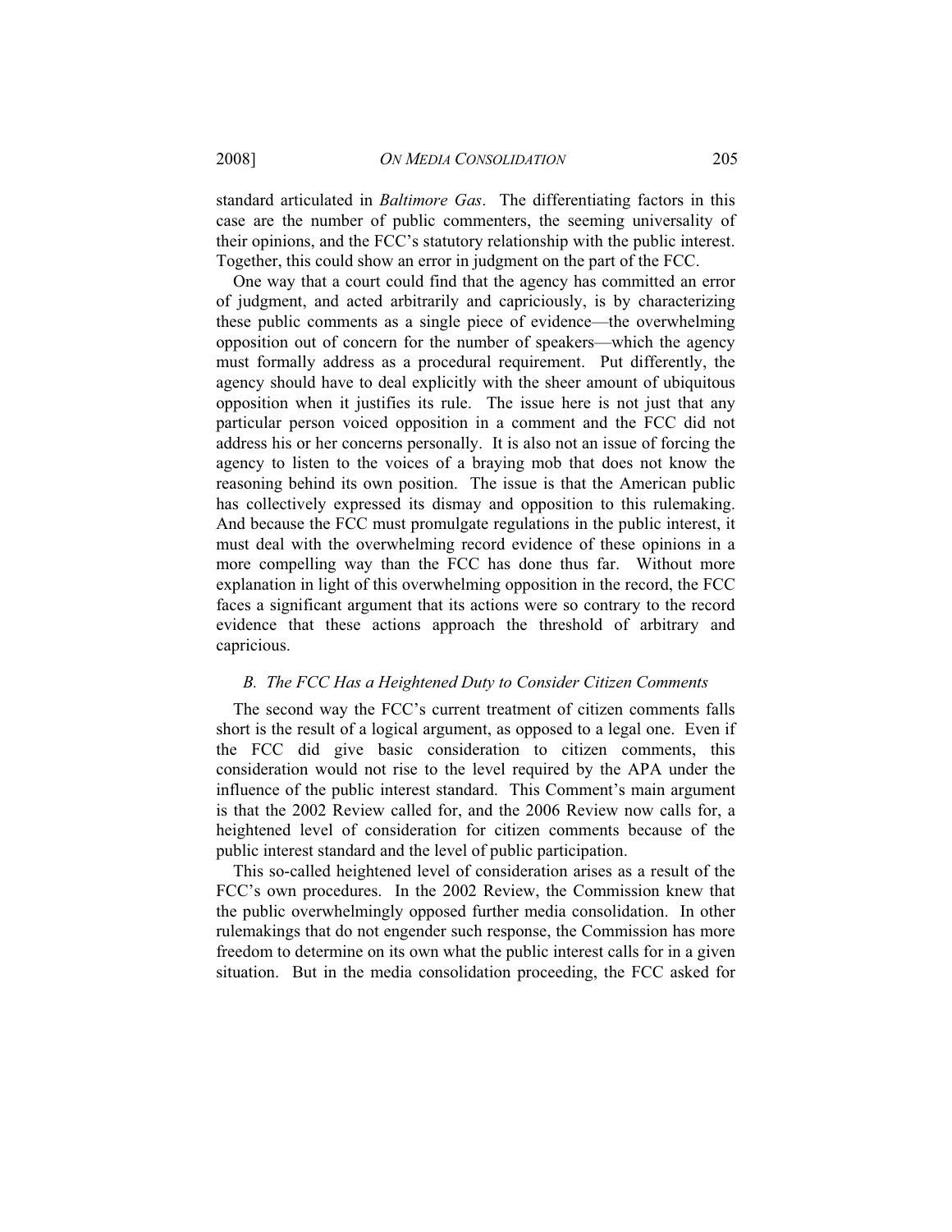standard articulated in *Baltimore Gas*. The differentiating factors in this case are the number of public commenters, the seeming universality of their opinions, and the FCC's statutory relationship with the public interest. Together, this could show an error in judgment on the part of the FCC.

One way that a court could find that the agency has committed an error of judgment, and acted arbitrarily and capriciously, is by characterizing these public comments as a single piece of evidence—the overwhelming opposition out of concern for the number of speakers—which the agency must formally address as a procedural requirement. Put differently, the agency should have to deal explicitly with the sheer amount of ubiquitous opposition when it justifies its rule. The issue here is not just that any particular person voiced opposition in a comment and the FCC did not address his or her concerns personally. It is also not an issue of forcing the agency to listen to the voices of a braying mob that does not know the reasoning behind its own position. The issue is that the American public has collectively expressed its dismay and opposition to this rulemaking. And because the FCC must promulgate regulations in the public interest, it must deal with the overwhelming record evidence of these opinions in a more compelling way than the FCC has done thus far. Without more explanation in light of this overwhelming opposition in the record, the FCC faces a significant argument that its actions were so contrary to the record evidence that these actions approach the threshold of arbitrary and capricious.

### *B. The FCC Has a Heightened Duty to Consider Citizen Comments*

The second way the FCC's current treatment of citizen comments falls short is the result of a logical argument, as opposed to a legal one. Even if the FCC did give basic consideration to citizen comments, this consideration would not rise to the level required by the APA under the influence of the public interest standard. This Comment's main argument is that the 2002 Review called for, and the 2006 Review now calls for, a heightened level of consideration for citizen comments because of the public interest standard and the level of public participation.

This so-called heightened level of consideration arises as a result of the FCC's own procedures. In the 2002 Review, the Commission knew that the public overwhelmingly opposed further media consolidation. In other rulemakings that do not engender such response, the Commission has more freedom to determine on its own what the public interest calls for in a given situation. But in the media consolidation proceeding, the FCC asked for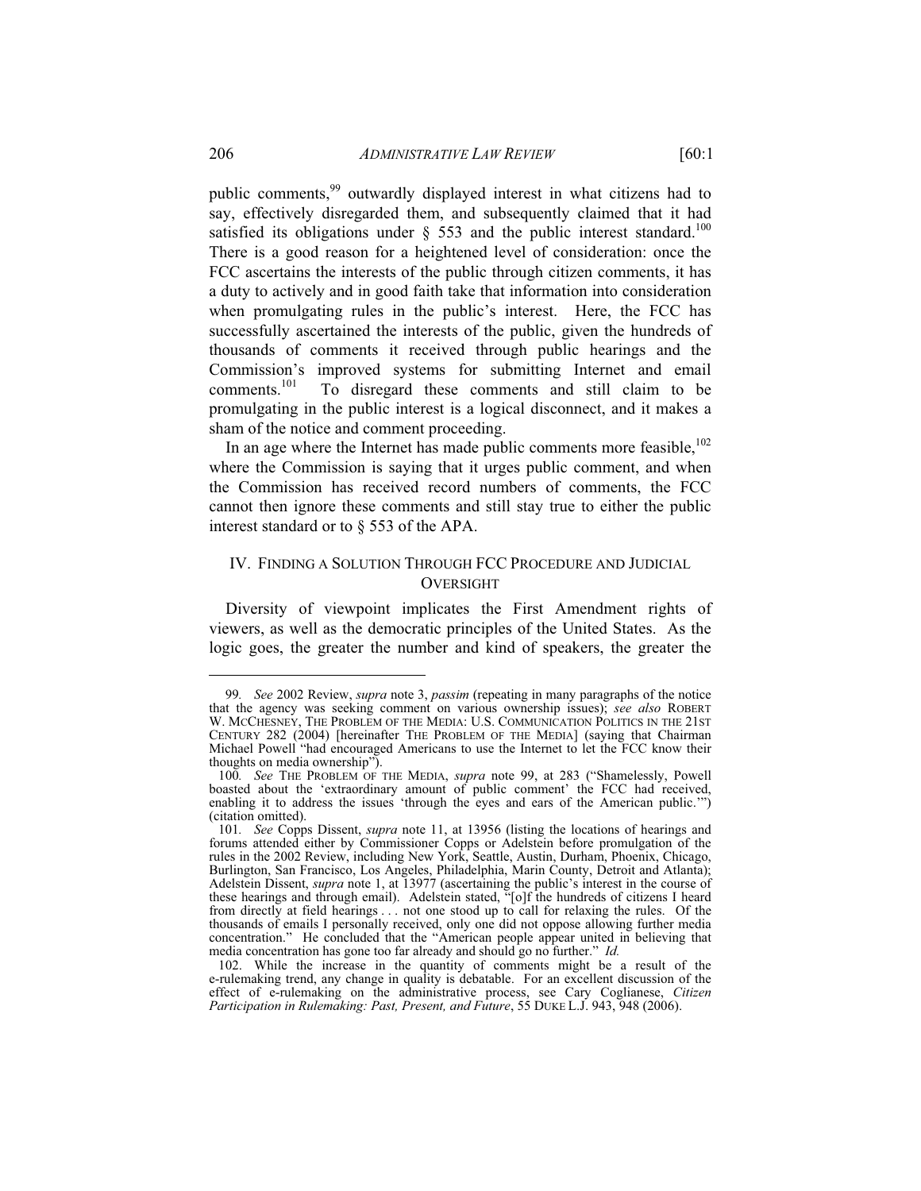public comments,[99] outwardly displayed interest in what citizens had to say, effectively disregarded them, and subsequently claimed that it had satisfied its obligations under § 553 and the public interest standard.[100] There is a good reason for a heightened level of consideration: once the FCC ascertains the interests of the public through citizen comments, it has a duty to actively and in good faith take that information into consideration when promulgating rules in the public's interest. Here, the FCC has successfully ascertained the interests of the public, given the hundreds of thousands of comments it received through public hearings and the Commission's improved systems for submitting Internet and email comments.[101] To disregard these comments and still claim to be promulgating in the public interest is a logical disconnect, and it makes a sham of the notice and comment proceeding.

In an age where the Internet has made public comments more feasible,[102] where the Commission is saying that it urges public comment, and when the Commission has received record numbers of comments, the FCC cannot then ignore these comments and still stay true to either the public interest standard or to § 553 of the APA.

## IV. FINDING A SOLUTION THROUGH FCC PROCEDURE AND JUDICIAL OVERSIGHT

Diversity of viewpoint implicates the First Amendment rights of viewers, as well as the democratic principles of the United States. As the logic goes, the greater the number and kind of speakers, the greater the

---

99. *See* 2002 Review, *supra* note 3, *passim* (repeating in many paragraphs of the notice that the agency was seeking comment on various ownership issues); *see also* ROBERT W. MCCHESNEY, THE PROBLEM OF THE MEDIA: U.S. COMMUNICATION POLITICS IN THE 21ST CENTURY 282 (2004) [hereinafter THE PROBLEM OF THE MEDIA] (saying that Chairman Michael Powell "had encouraged Americans to use the Internet to let the FCC know their thoughts on media ownership").

100. *See* THE PROBLEM OF THE MEDIA, *supra* note 99, at 283 ("Shamelessly, Powell boasted about the 'extraordinary amount of public comment' the FCC had received, enabling it to address the issues 'through the eyes and ears of the American public.'") (citation omitted).

101. *See* Copps Dissent, *supra* note 11, at 13956 (listing the locations of hearings and forums attended either by Commissioner Copps or Adelstein before promulgation of the rules in the 2002 Review, including New York, Seattle, Austin, Durham, Phoenix, Chicago, Burlington, San Francisco, Los Angeles, Philadelphia, Marin County, Detroit and Atlanta); Adelstein Dissent, *supra* note 1, at 13977 (ascertaining the public's interest in the course of these hearings and through email). Adelstein stated, "[o]f the hundreds of citizens I heard from directly at field hearings . . . not one stood up to call for relaxing the rules. Of the thousands of emails I personally received, only one did not oppose allowing further media concentration." He concluded that the "American people appear united in believing that media concentration has gone too far already and should go no further." *Id.*

102. While the increase in the quantity of comments might be a result of the e-rulemaking trend, any change in quality is debatable. For an excellent discussion of the effect of e-rulemaking on the administrative process, see Cary Coglianese, *Citizen Participation in Rulemaking: Past, Present, and Future*, 55 DUKE L.J. 943, 948 (2006).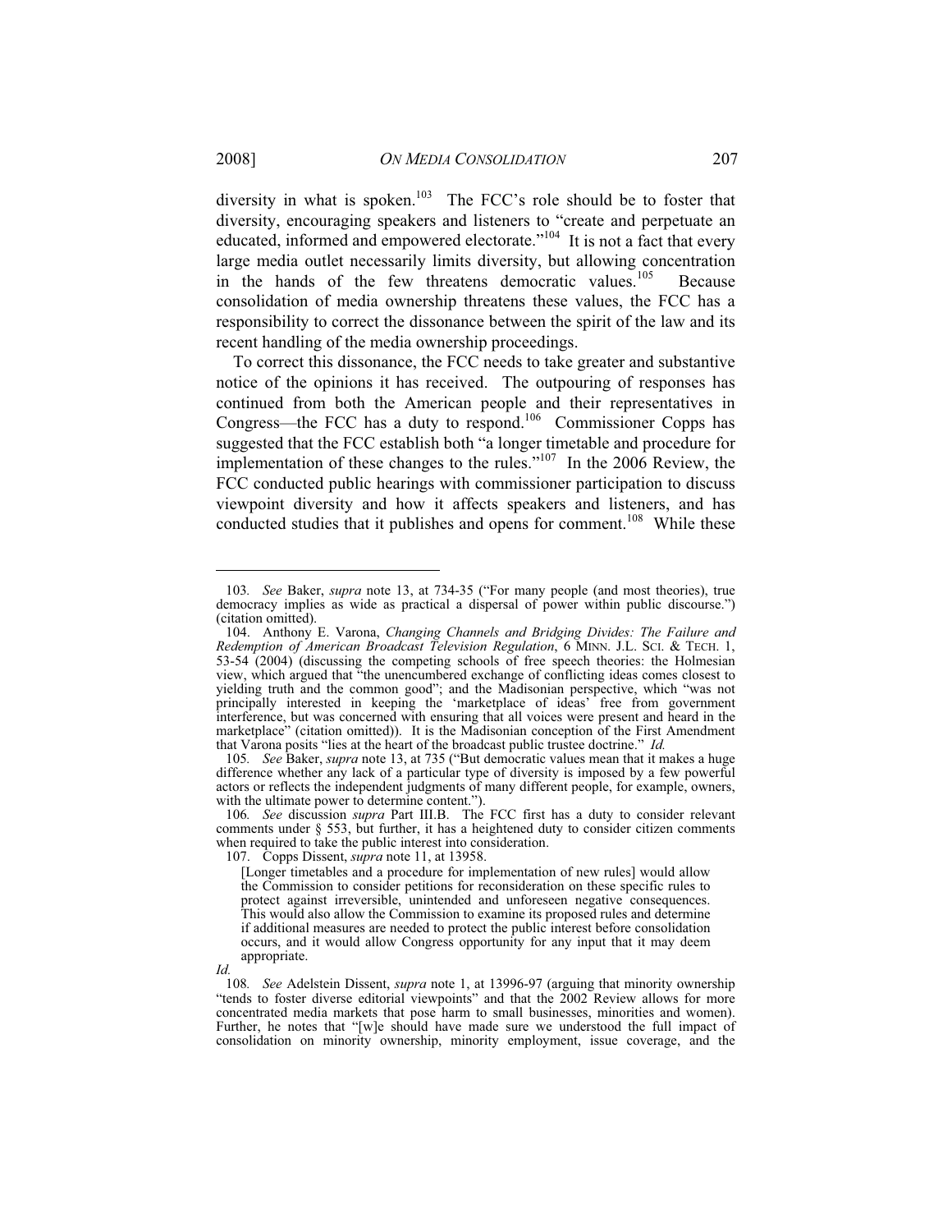diversity in what is spoken.[103] The FCC's role should be to foster that diversity, encouraging speakers and listeners to "create and perpetuate an educated, informed and empowered electorate."[104] It is not a fact that every large media outlet necessarily limits diversity, but allowing concentration in the hands of the few threatens democratic values.[105] Because consolidation of media ownership threatens these values, the FCC has a responsibility to correct the dissonance between the spirit of the law and its recent handling of the media ownership proceedings.

To correct this dissonance, the FCC needs to take greater and substantive notice of the opinions it has received. The outpouring of responses has continued from both the American people and their representatives in Congress—the FCC has a duty to respond.[106] Commissioner Copps has suggested that the FCC establish both "a longer timetable and procedure for implementation of these changes to the rules."[107] In the 2006 Review, the FCC conducted public hearings with commissioner participation to discuss viewpoint diversity and how it affects speakers and listeners, and has conducted studies that it publishes and opens for comment.[108] While these

---

103. *See* Baker, *supra* note 13, at 734-35 ("For many people (and most theories), true democracy implies as wide as practical a dispersal of power within public discourse.") (citation omitted).

104. Anthony E. Varona, *Changing Channels and Bridging Divides: The Failure and Redemption of American Broadcast Television Regulation*, 6 MINN. J.L. SCI. & TECH. 1, 53-54 (2004) (discussing the competing schools of free speech theories: the Holmesian view, which argued that "the unencumbered exchange of conflicting ideas comes closest to yielding truth and the common good"; and the Madisonian perspective, which "was not principally interested in keeping the 'marketplace of ideas' free from government interference, but was concerned with ensuring that all voices were present and heard in the marketplace" (citation omitted)). It is the Madisonian conception of the First Amendment that Varona posits "lies at the heart of the broadcast public trustee doctrine." *Id.*

105. *See* Baker, *supra* note 13, at 735 ("But democratic values mean that it makes a huge difference whether any lack of a particular type of diversity is imposed by a few powerful actors or reflects the independent judgments of many different people, for example, owners, with the ultimate power to determine content.").

106. *See* discussion *supra* Part III.B. The FCC first has a duty to consider relevant comments under § 553, but further, it has a heightened duty to consider citizen comments when required to take the public interest into consideration.

107. Copps Dissent, *supra* note 11, at 13958.

> [Longer timetables and a procedure for implementation of new rules] would allow the Commission to consider petitions for reconsideration on these specific rules to protect against irreversible, unintended and unforeseen negative consequences. This would also allow the Commission to examine its proposed rules and determine if additional measures are needed to protect the public interest before consolidation occurs, and it would allow Congress opportunity for any input that it may deem appropriate.

*Id.*

108. *See* Adelstein Dissent, *supra* note 1, at 13996-97 (arguing that minority ownership "tends to foster diverse editorial viewpoints" and that the 2002 Review allows for more concentrated media markets that pose harm to small businesses, minorities and women). Further, he notes that "[w]e should have made sure we understood the full impact of consolidation on minority ownership, minority employment, issue coverage, and the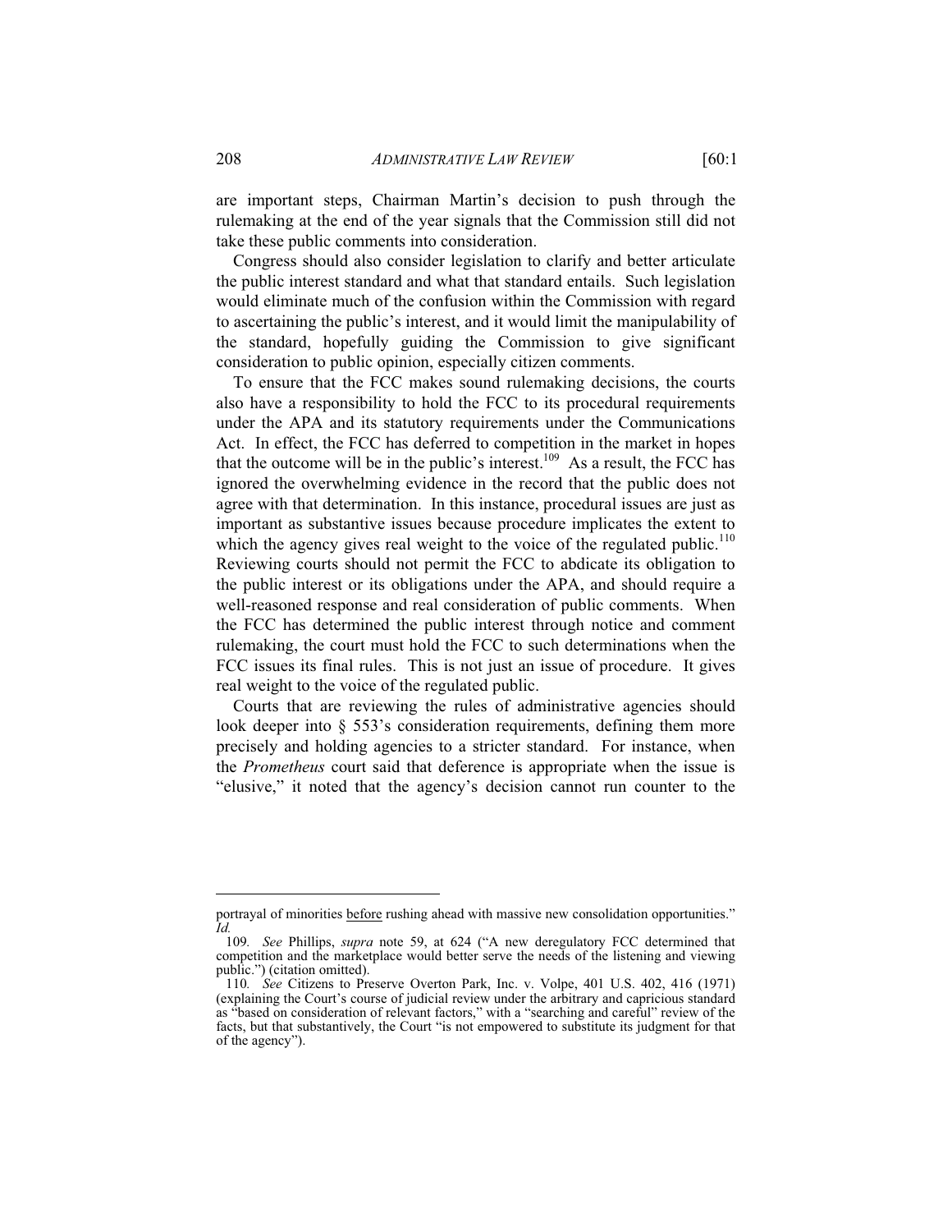are important steps, Chairman Martin's decision to push through the rulemaking at the end of the year signals that the Commission still did not take these public comments into consideration.

Congress should also consider legislation to clarify and better articulate the public interest standard and what that standard entails. Such legislation would eliminate much of the confusion within the Commission with regard to ascertaining the public's interest, and it would limit the manipulability of the standard, hopefully guiding the Commission to give significant consideration to public opinion, especially citizen comments.

To ensure that the FCC makes sound rulemaking decisions, the courts also have a responsibility to hold the FCC to its procedural requirements under the APA and its statutory requirements under the Communications Act. In effect, the FCC has deferred to competition in the market in hopes that the outcome will be in the public's interest.[109] As a result, the FCC has ignored the overwhelming evidence in the record that the public does not agree with that determination. In this instance, procedural issues are just as important as substantive issues because procedure implicates the extent to which the agency gives real weight to the voice of the regulated public.[110] Reviewing courts should not permit the FCC to abdicate its obligation to the public interest or its obligations under the APA, and should require a well-reasoned response and real consideration of public comments. When the FCC has determined the public interest through notice and comment rulemaking, the court must hold the FCC to such determinations when the FCC issues its final rules. This is not just an issue of procedure. It gives real weight to the voice of the regulated public.

Courts that are reviewing the rules of administrative agencies should look deeper into § 553's consideration requirements, defining them more precisely and holding agencies to a stricter standard. For instance, when the *Prometheus* court said that deference is appropriate when the issue is "elusive," it noted that the agency's decision cannot run counter to the

---

portrayal of minorities before rushing ahead with massive new consolidation opportunities." *Id.*

109. *See* Phillips, *supra* note 59, at 624 ("A new deregulatory FCC determined that competition and the marketplace would better serve the needs of the listening and viewing public.") (citation omitted).

110. *See* Citizens to Preserve Overton Park, Inc. v. Volpe, 401 U.S. 402, 416 (1971) (explaining the Court's course of judicial review under the arbitrary and capricious standard as "based on consideration of relevant factors," with a "searching and careful" review of the facts, but that substantively, the Court "is not empowered to substitute its judgment for that of the agency").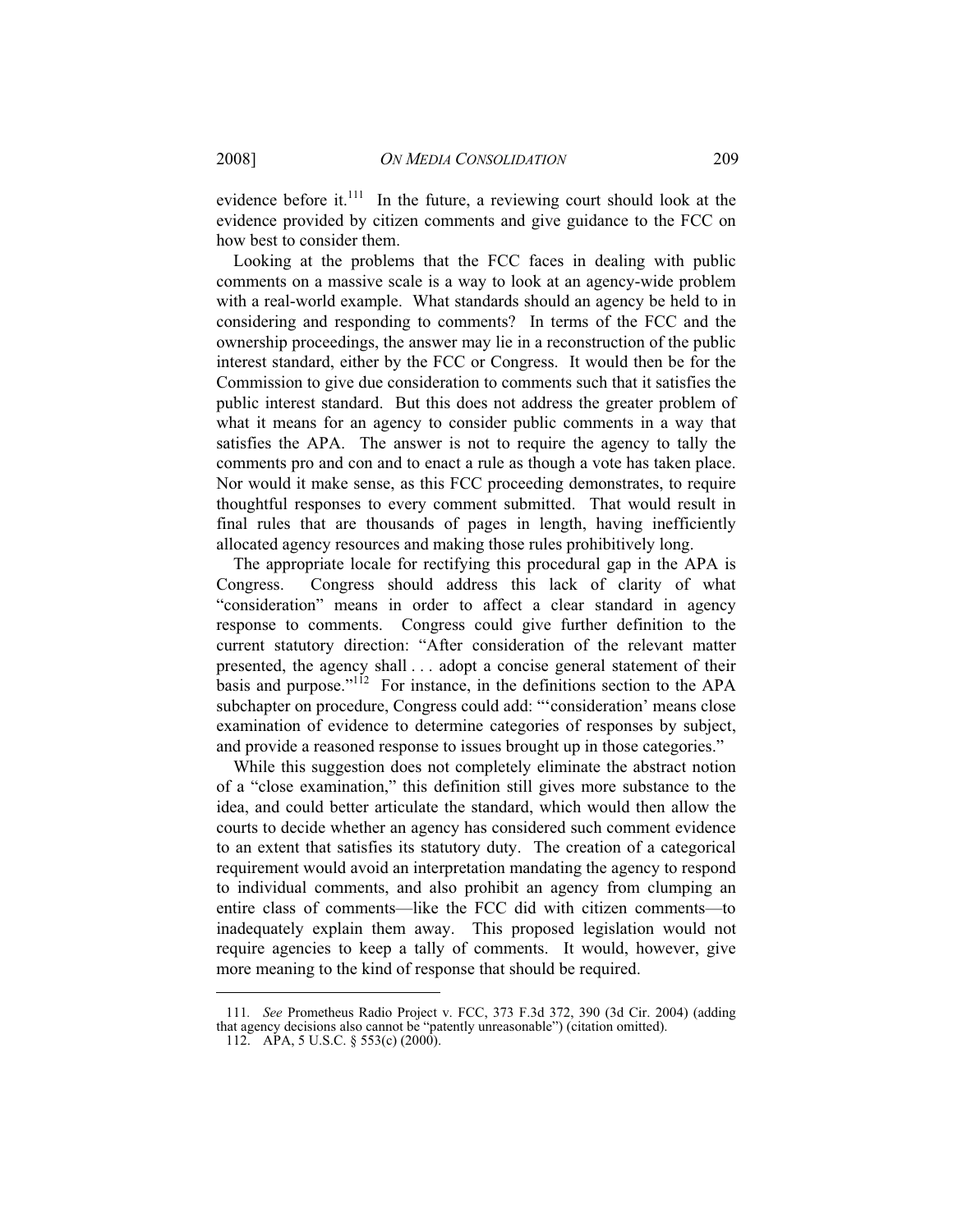evidence before it.[111] In the future, a reviewing court should look at the evidence provided by citizen comments and give guidance to the FCC on how best to consider them.

Looking at the problems that the FCC faces in dealing with public comments on a massive scale is a way to look at an agency-wide problem with a real-world example. What standards should an agency be held to in considering and responding to comments? In terms of the FCC and the ownership proceedings, the answer may lie in a reconstruction of the public interest standard, either by the FCC or Congress. It would then be for the Commission to give due consideration to comments such that it satisfies the public interest standard. But this does not address the greater problem of what it means for an agency to consider public comments in a way that satisfies the APA. The answer is not to require the agency to tally the comments pro and con and to enact a rule as though a vote has taken place. Nor would it make sense, as this FCC proceeding demonstrates, to require thoughtful responses to every comment submitted. That would result in final rules that are thousands of pages in length, having inefficiently allocated agency resources and making those rules prohibitively long.

The appropriate locale for rectifying this procedural gap in the APA is Congress. Congress should address this lack of clarity of what "consideration" means in order to affect a clear standard in agency response to comments. Congress could give further definition to the current statutory direction: "After consideration of the relevant matter presented, the agency shall . . . adopt a concise general statement of their basis and purpose."[112] For instance, in the definitions section to the APA subchapter on procedure, Congress could add: "'consideration' means close examination of evidence to determine categories of responses by subject, and provide a reasoned response to issues brought up in those categories."

While this suggestion does not completely eliminate the abstract notion of a "close examination," this definition still gives more substance to the idea, and could better articulate the standard, which would then allow the courts to decide whether an agency has considered such comment evidence to an extent that satisfies its statutory duty. The creation of a categorical requirement would avoid an interpretation mandating the agency to respond to individual comments, and also prohibit an agency from clumping an entire class of comments—like the FCC did with citizen comments—to inadequately explain them away. This proposed legislation would not require agencies to keep a tally of comments. It would, however, give more meaning to the kind of response that should be required.

---

111. *See* Prometheus Radio Project v. FCC, 373 F.3d 372, 390 (3d Cir. 2004) (adding that agency decisions also cannot be "patently unreasonable") (citation omitted).

112. APA, 5 U.S.C. § 553(c) (2000).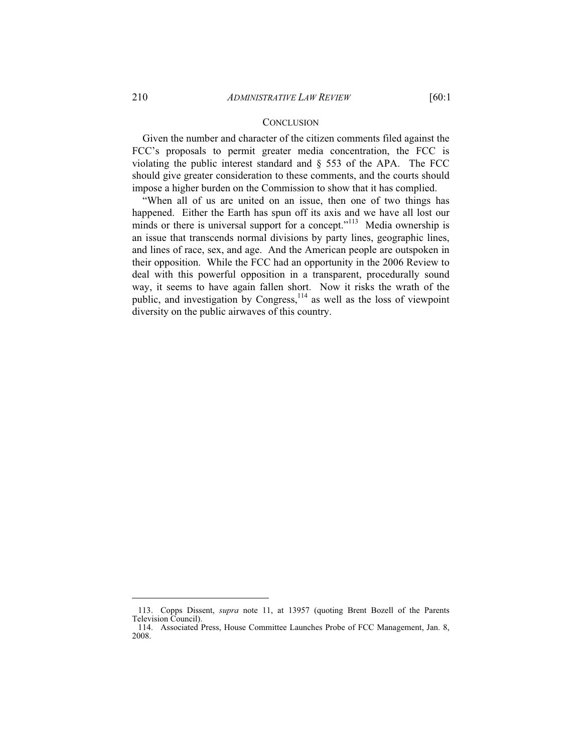## CONCLUSION

Given the number and character of the citizen comments filed against the FCC's proposals to permit greater media concentration, the FCC is violating the public interest standard and § 553 of the APA. The FCC should give greater consideration to these comments, and the courts should impose a higher burden on the Commission to show that it has complied.

"When all of us are united on an issue, then one of two things has happened. Either the Earth has spun off its axis and we have all lost our minds or there is universal support for a concept."[113] Media ownership is an issue that transcends normal divisions by party lines, geographic lines, and lines of race, sex, and age. And the American people are outspoken in their opposition. While the FCC had an opportunity in the 2006 Review to deal with this powerful opposition in a transparent, procedurally sound way, it seems to have again fallen short. Now it risks the wrath of the public, and investigation by Congress,[114] as well as the loss of viewpoint diversity on the public airwaves of this country.

---

113. Copps Dissent, *supra* note 11, at 13957 (quoting Brent Bozell of the Parents Television Council).

114. Associated Press, House Committee Launches Probe of FCC Management, Jan. 8, 2008.